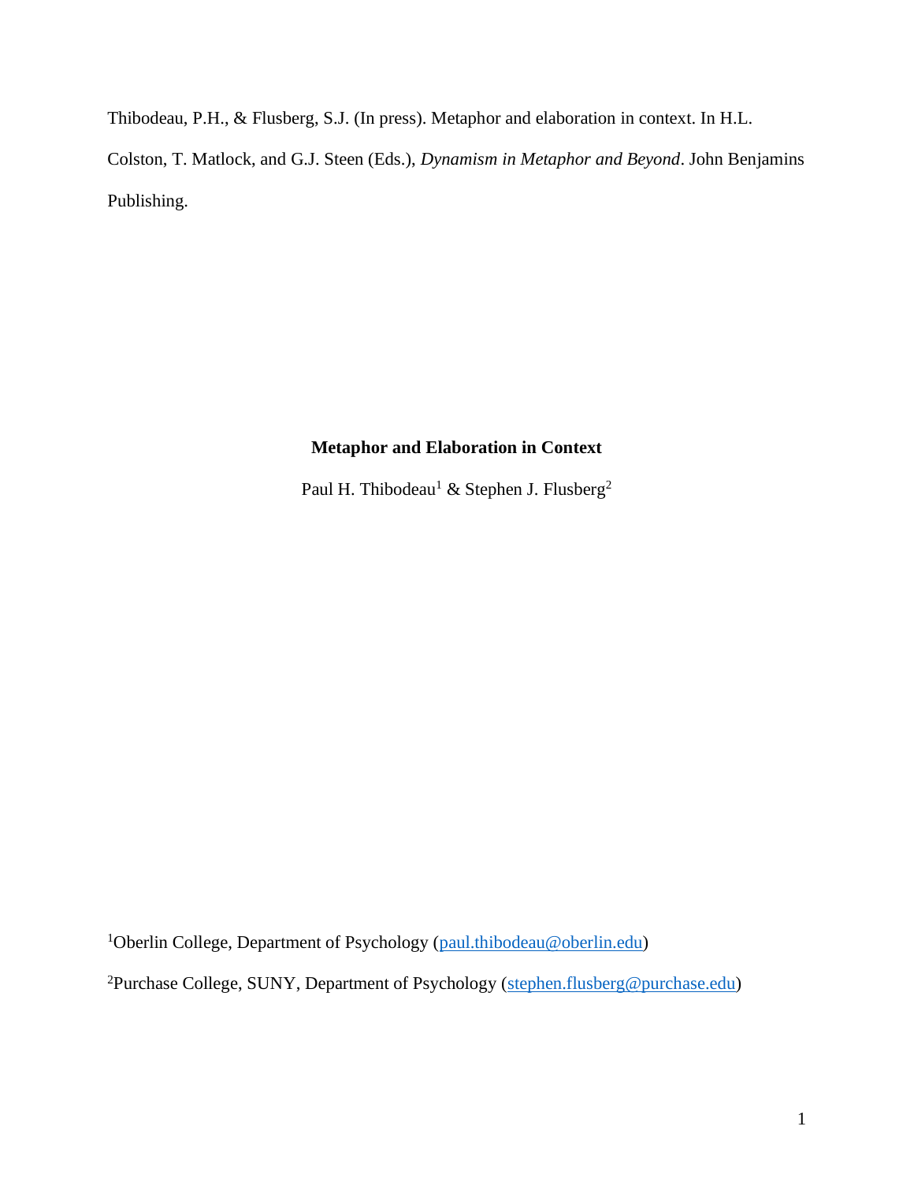Thibodeau, P.H., & Flusberg, S.J. (In press). Metaphor and elaboration in context. In H.L. Colston, T. Matlock, and G.J. Steen (Eds.), *Dynamism in Metaphor and Beyond*. John Benjamins Publishing.

# Metaphor and Elaboration in Context

Paul H. Thibodeau[1] & Stephen J. Flusberg[2]

[1]Oberlin College, Department of Psychology (paul.thibodeau@oberlin.edu)

[2]Purchase College, SUNY, Department of Psychology (stephen.flusberg@purchase.edu)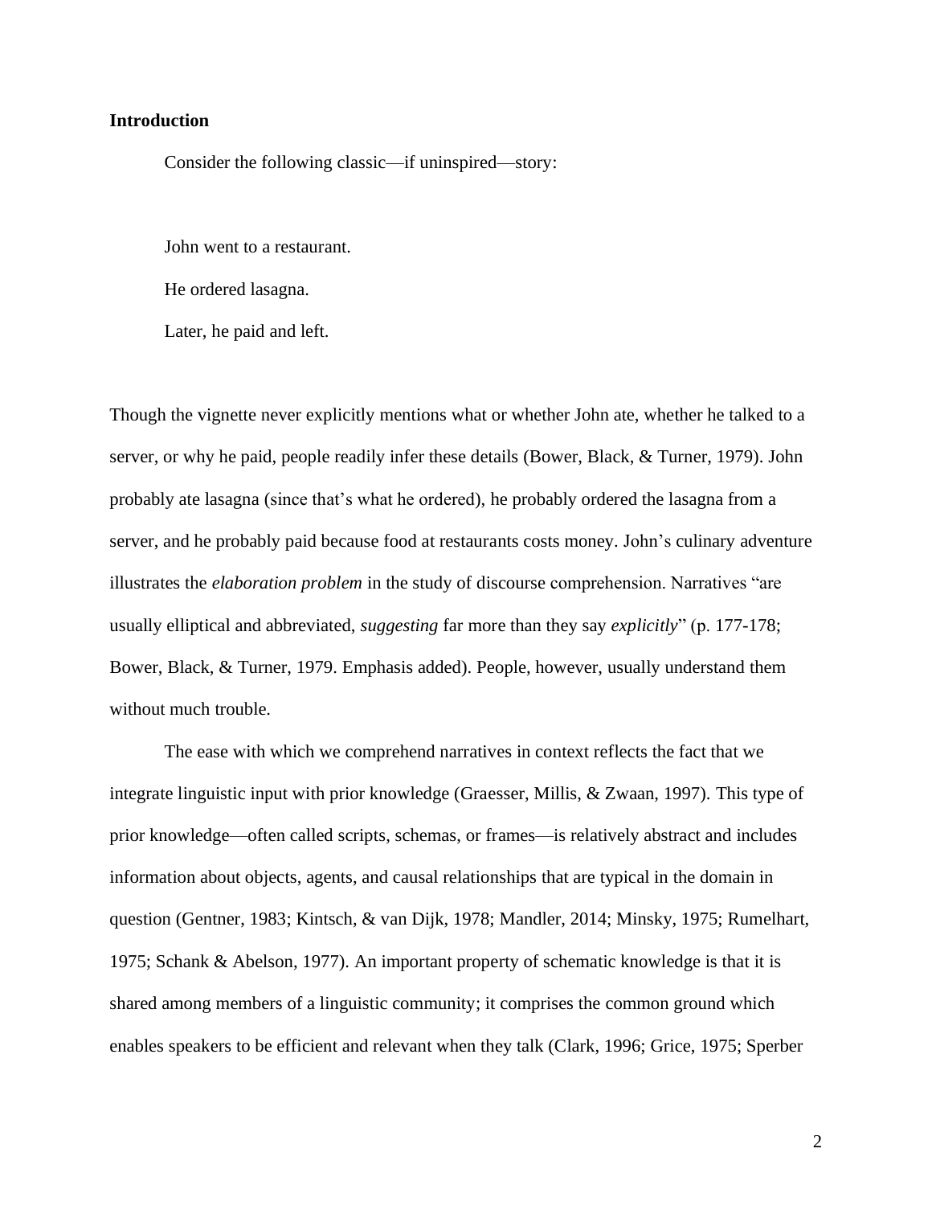## Introduction

Consider the following classic—if uninspired—story:

John went to a restaurant.

He ordered lasagna.

Later, he paid and left.

Though the vignette never explicitly mentions what or whether John ate, whether he talked to a server, or why he paid, people readily infer these details (Bower, Black, & Turner, 1979). John probably ate lasagna (since that's what he ordered), he probably ordered the lasagna from a server, and he probably paid because food at restaurants costs money. John's culinary adventure illustrates the *elaboration problem* in the study of discourse comprehension. Narratives "are usually elliptical and abbreviated, *suggesting* far more than they say *explicitly*" (p. 177-178; Bower, Black, & Turner, 1979. Emphasis added). People, however, usually understand them without much trouble.

The ease with which we comprehend narratives in context reflects the fact that we integrate linguistic input with prior knowledge (Graesser, Millis, & Zwaan, 1997). This type of prior knowledge—often called scripts, schemas, or frames—is relatively abstract and includes information about objects, agents, and causal relationships that are typical in the domain in question (Gentner, 1983; Kintsch, & van Dijk, 1978; Mandler, 2014; Minsky, 1975; Rumelhart, 1975; Schank & Abelson, 1977). An important property of schematic knowledge is that it is shared among members of a linguistic community; it comprises the common ground which enables speakers to be efficient and relevant when they talk (Clark, 1996; Grice, 1975; Sperber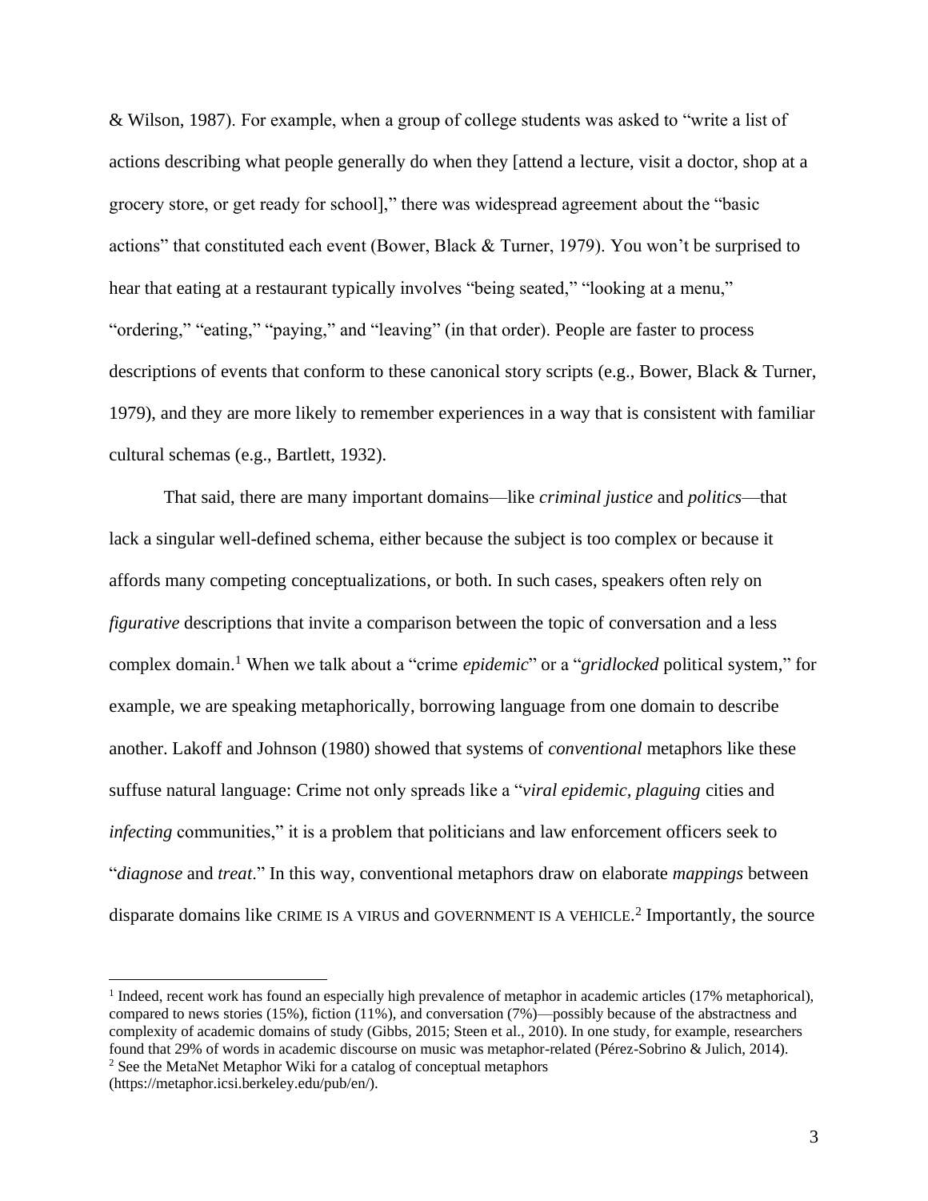& Wilson, 1987). For example, when a group of college students was asked to "write a list of actions describing what people generally do when they [attend a lecture, visit a doctor, shop at a grocery store, or get ready for school]," there was widespread agreement about the "basic actions" that constituted each event (Bower, Black & Turner, 1979). You won't be surprised to hear that eating at a restaurant typically involves "being seated," "looking at a menu," "ordering," "eating," "paying," and "leaving" (in that order). People are faster to process descriptions of events that conform to these canonical story scripts (e.g., Bower, Black & Turner, 1979), and they are more likely to remember experiences in a way that is consistent with familiar cultural schemas (e.g., Bartlett, 1932).

That said, there are many important domains—like *criminal justice* and *politics*—that lack a singular well-defined schema, either because the subject is too complex or because it affords many competing conceptualizations, or both. In such cases, speakers often rely on *figurative* descriptions that invite a comparison between the topic of conversation and a less complex domain.[1] When we talk about a "crime *epidemic*" or a "*gridlocked* political system," for example, we are speaking metaphorically, borrowing language from one domain to describe another. Lakoff and Johnson (1980) showed that systems of *conventional* metaphors like these suffuse natural language: Crime not only spreads like a "*viral epidemic*, *plaguing* cities and *infecting* communities," it is a problem that politicians and law enforcement officers seek to "*diagnose* and *treat*." In this way, conventional metaphors draw on elaborate *mappings* between disparate domains like CRIME IS A VIRUS and GOVERNMENT IS A VEHICLE.[2] Importantly, the source

[1] Indeed, recent work has found an especially high prevalence of metaphor in academic articles (17% metaphorical), compared to news stories (15%), fiction (11%), and conversation (7%)—possibly because of the abstractness and complexity of academic domains of study (Gibbs, 2015; Steen et al., 2010). In one study, for example, researchers found that 29% of words in academic discourse on music was metaphor-related (Pérez-Sobrino & Julich, 2014).

[2] See the MetaNet Metaphor Wiki for a catalog of conceptual metaphors (https://metaphor.icsi.berkeley.edu/pub/en/).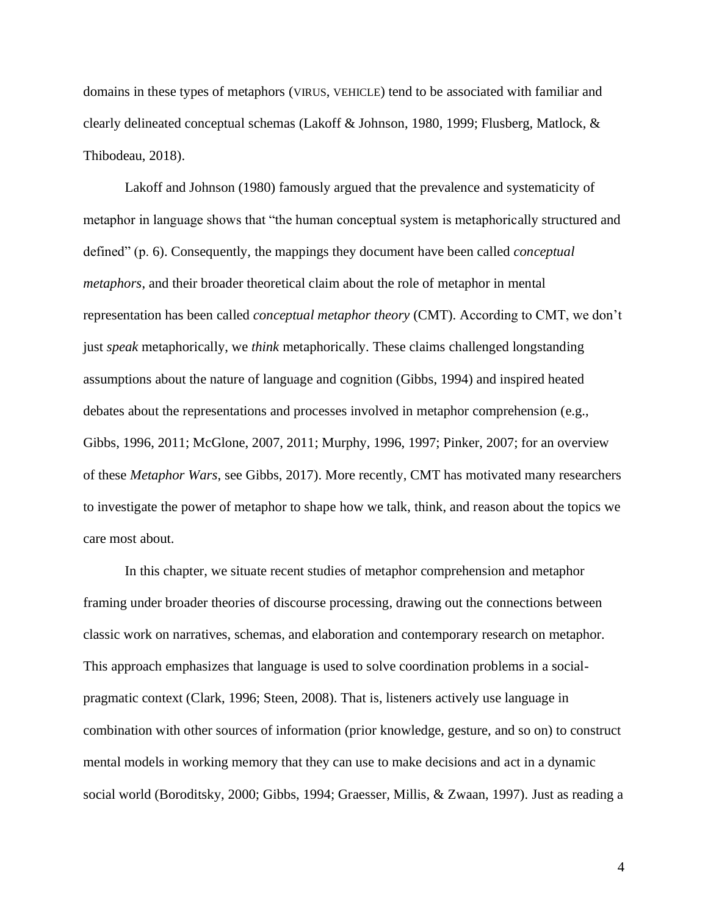domains in these types of metaphors (VIRUS, VEHICLE) tend to be associated with familiar and clearly delineated conceptual schemas (Lakoff & Johnson, 1980, 1999; Flusberg, Matlock, & Thibodeau, 2018).

Lakoff and Johnson (1980) famously argued that the prevalence and systematicity of metaphor in language shows that "the human conceptual system is metaphorically structured and defined" (p. 6). Consequently, the mappings they document have been called *conceptual metaphors*, and their broader theoretical claim about the role of metaphor in mental representation has been called *conceptual metaphor theory* (CMT). According to CMT, we don't just *speak* metaphorically, we *think* metaphorically. These claims challenged longstanding assumptions about the nature of language and cognition (Gibbs, 1994) and inspired heated debates about the representations and processes involved in metaphor comprehension (e.g., Gibbs, 1996, 2011; McGlone, 2007, 2011; Murphy, 1996, 1997; Pinker, 2007; for an overview of these *Metaphor Wars*, see Gibbs, 2017). More recently, CMT has motivated many researchers to investigate the power of metaphor to shape how we talk, think, and reason about the topics we care most about.

In this chapter, we situate recent studies of metaphor comprehension and metaphor framing under broader theories of discourse processing, drawing out the connections between classic work on narratives, schemas, and elaboration and contemporary research on metaphor. This approach emphasizes that language is used to solve coordination problems in a social-pragmatic context (Clark, 1996; Steen, 2008). That is, listeners actively use language in combination with other sources of information (prior knowledge, gesture, and so on) to construct mental models in working memory that they can use to make decisions and act in a dynamic social world (Boroditsky, 2000; Gibbs, 1994; Graesser, Millis, & Zwaan, 1997). Just as reading a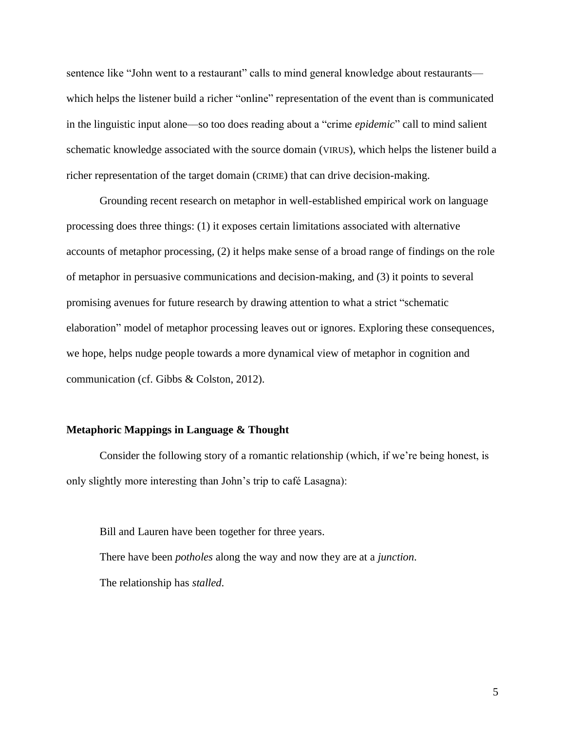sentence like "John went to a restaurant" calls to mind general knowledge about restaurants—which helps the listener build a richer "online" representation of the event than is communicated in the linguistic input alone—so too does reading about a "crime *epidemic*" call to mind salient schematic knowledge associated with the source domain (VIRUS), which helps the listener build a richer representation of the target domain (CRIME) that can drive decision-making.

Grounding recent research on metaphor in well-established empirical work on language processing does three things: (1) it exposes certain limitations associated with alternative accounts of metaphor processing, (2) it helps make sense of a broad range of findings on the role of metaphor in persuasive communications and decision-making, and (3) it points to several promising avenues for future research by drawing attention to what a strict "schematic elaboration" model of metaphor processing leaves out or ignores. Exploring these consequences, we hope, helps nudge people towards a more dynamical view of metaphor in cognition and communication (cf. Gibbs & Colston, 2012).

### Metaphoric Mappings in Language & Thought

Consider the following story of a romantic relationship (which, if we're being honest, is only slightly more interesting than John's trip to café Lasagna):

> Bill and Lauren have been together for three years.
>
> There have been *potholes* along the way and now they are at a *junction*.
>
> The relationship has *stalled*.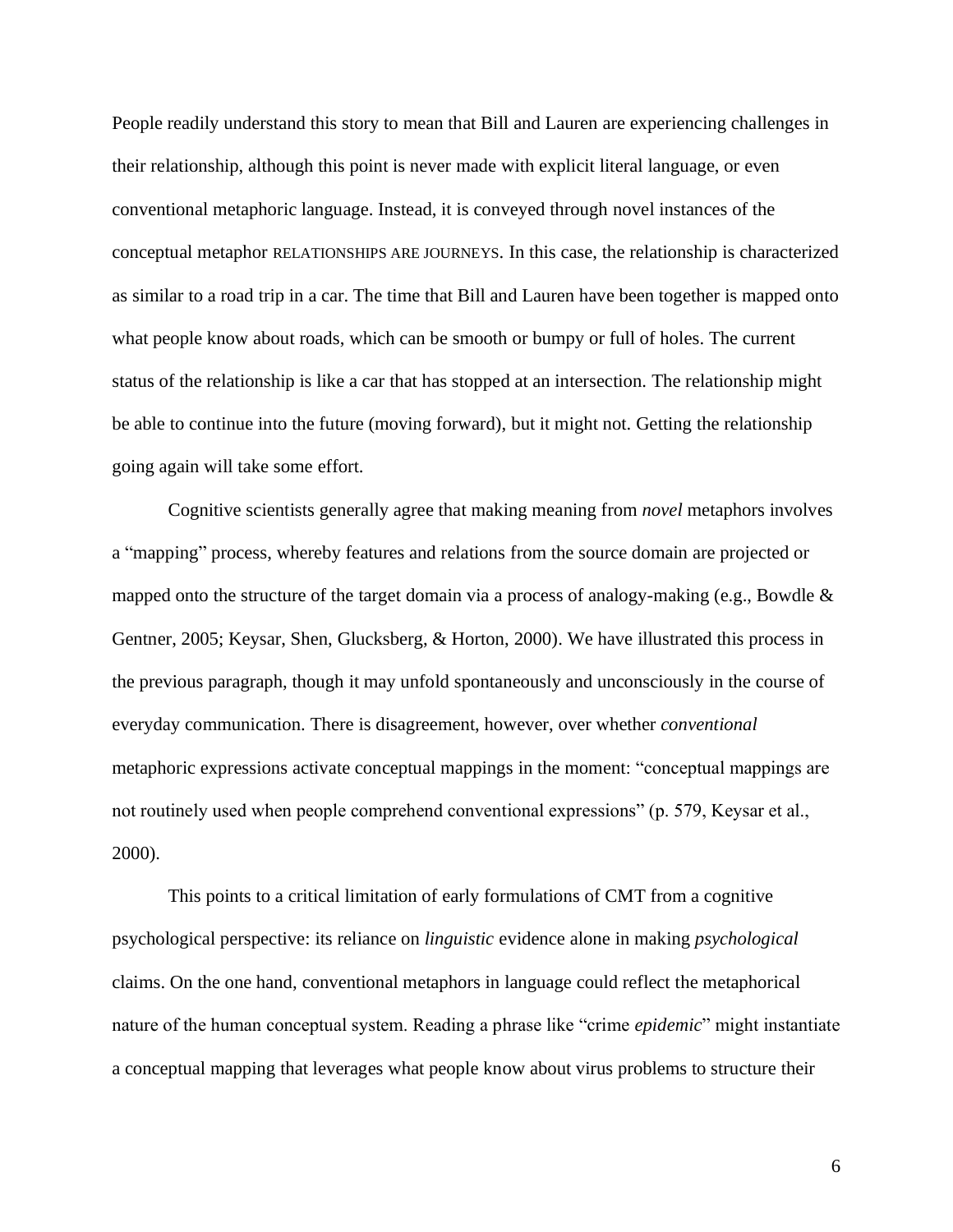People readily understand this story to mean that Bill and Lauren are experiencing challenges in their relationship, although this point is never made with explicit literal language, or even conventional metaphoric language. Instead, it is conveyed through novel instances of the conceptual metaphor RELATIONSHIPS ARE JOURNEYS. In this case, the relationship is characterized as similar to a road trip in a car. The time that Bill and Lauren have been together is mapped onto what people know about roads, which can be smooth or bumpy or full of holes. The current status of the relationship is like a car that has stopped at an intersection. The relationship might be able to continue into the future (moving forward), but it might not. Getting the relationship going again will take some effort.

Cognitive scientists generally agree that making meaning from *novel* metaphors involves a "mapping" process, whereby features and relations from the source domain are projected or mapped onto the structure of the target domain via a process of analogy-making (e.g., Bowdle & Gentner, 2005; Keysar, Shen, Glucksberg, & Horton, 2000). We have illustrated this process in the previous paragraph, though it may unfold spontaneously and unconsciously in the course of everyday communication. There is disagreement, however, over whether *conventional* metaphoric expressions activate conceptual mappings in the moment: "conceptual mappings are not routinely used when people comprehend conventional expressions" (p. 579, Keysar et al., 2000).

This points to a critical limitation of early formulations of CMT from a cognitive psychological perspective: its reliance on *linguistic* evidence alone in making *psychological* claims. On the one hand, conventional metaphors in language could reflect the metaphorical nature of the human conceptual system. Reading a phrase like "crime *epidemic*" might instantiate a conceptual mapping that leverages what people know about virus problems to structure their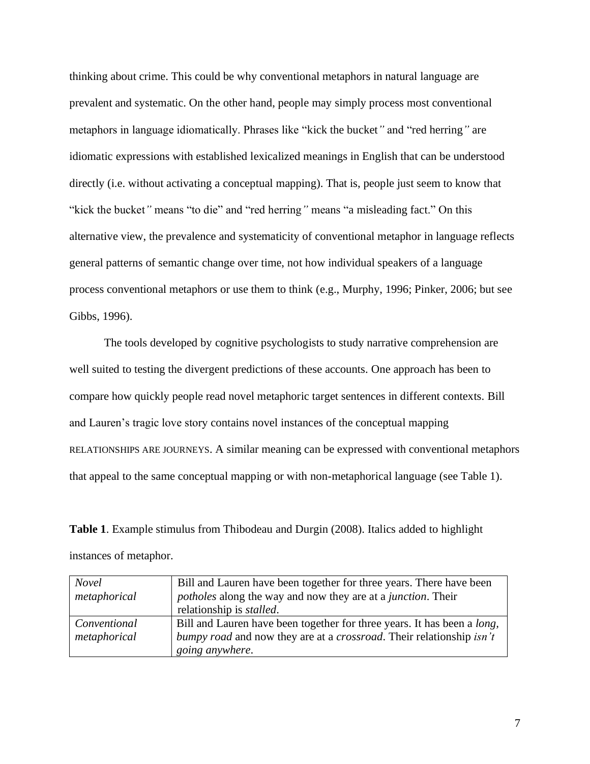thinking about crime. This could be why conventional metaphors in natural language are prevalent and systematic. On the other hand, people may simply process most conventional metaphors in language idiomatically. Phrases like "kick the bucket" and "red herring" are idiomatic expressions with established lexicalized meanings in English that can be understood directly (i.e. without activating a conceptual mapping). That is, people just seem to know that "kick the bucket" means "to die" and "red herring" means "a misleading fact." On this alternative view, the prevalence and systematicity of conventional metaphor in language reflects general patterns of semantic change over time, not how individual speakers of a language process conventional metaphors or use them to think (e.g., Murphy, 1996; Pinker, 2006; but see Gibbs, 1996).

The tools developed by cognitive psychologists to study narrative comprehension are well suited to testing the divergent predictions of these accounts. One approach has been to compare how quickly people read novel metaphoric target sentences in different contexts. Bill and Lauren's tragic love story contains novel instances of the conceptual mapping RELATIONSHIPS ARE JOURNEYS. A similar meaning can be expressed with conventional metaphors that appeal to the same conceptual mapping or with non-metaphorical language (see Table 1).

**Table 1**. Example stimulus from Thibodeau and Durgin (2008). Italics added to highlight instances of metaphor.

| | |
|---|---|
| *Novel metaphorical* | Bill and Lauren have been together for three years. There have been *potholes* along the way and now they are at a *junction*. Their relationship is *stalled*. |
| *Conventional metaphorical* | Bill and Lauren have been together for three years. It has been a *long, bumpy road* and now they are at a *crossroad*. Their relationship *isn't going anywhere*. |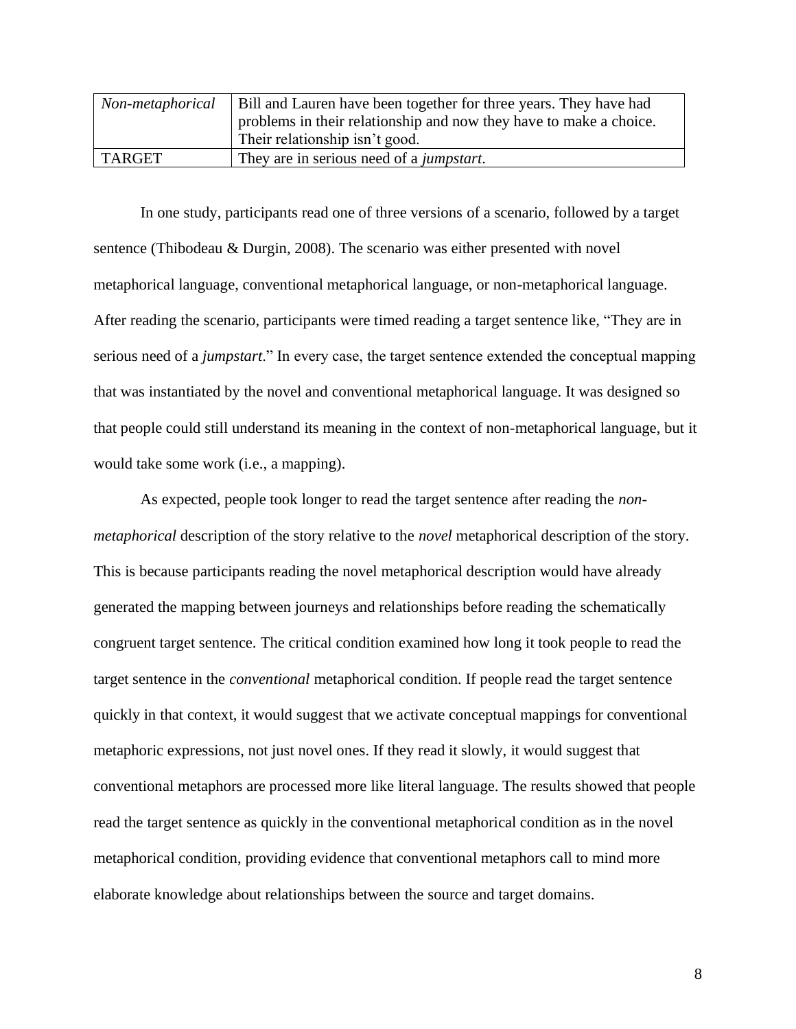| *Non-metaphorical* | Bill and Lauren have been together for three years. They have had problems in their relationship and now they have to make a choice. Their relationship isn't good. |
| --- | --- |
| TARGET | They are in serious need of a *jumpstart*. |

In one study, participants read one of three versions of a scenario, followed by a target sentence (Thibodeau & Durgin, 2008). The scenario was either presented with novel metaphorical language, conventional metaphorical language, or non-metaphorical language. After reading the scenario, participants were timed reading a target sentence like, "They are in serious need of a *jumpstart*." In every case, the target sentence extended the conceptual mapping that was instantiated by the novel and conventional metaphorical language. It was designed so that people could still understand its meaning in the context of non-metaphorical language, but it would take some work (i.e., a mapping).

As expected, people took longer to read the target sentence after reading the *non-metaphorical* description of the story relative to the *novel* metaphorical description of the story. This is because participants reading the novel metaphorical description would have already generated the mapping between journeys and relationships before reading the schematically congruent target sentence. The critical condition examined how long it took people to read the target sentence in the *conventional* metaphorical condition. If people read the target sentence quickly in that context, it would suggest that we activate conceptual mappings for conventional metaphoric expressions, not just novel ones. If they read it slowly, it would suggest that conventional metaphors are processed more like literal language. The results showed that people read the target sentence as quickly in the conventional metaphorical condition as in the novel metaphorical condition, providing evidence that conventional metaphors call to mind more elaborate knowledge about relationships between the source and target domains.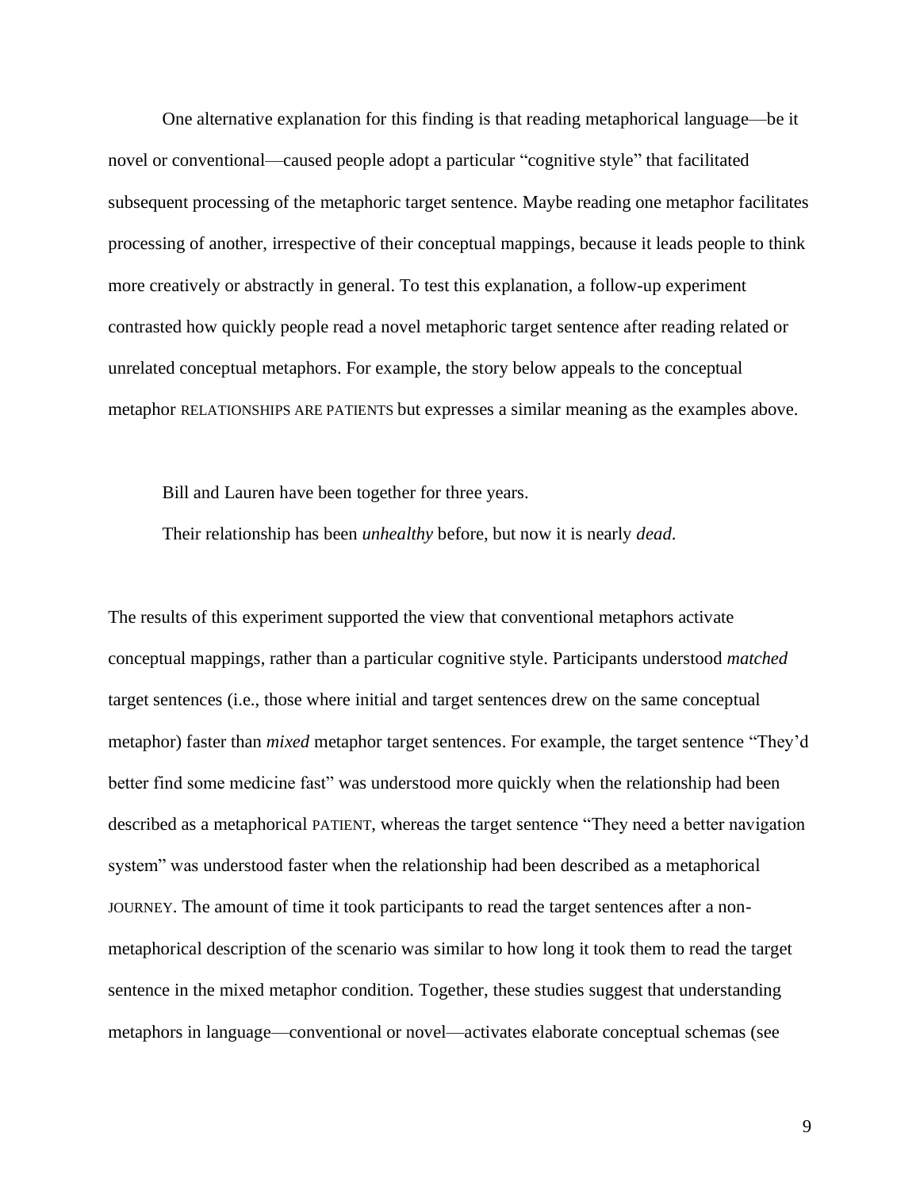One alternative explanation for this finding is that reading metaphorical language—be it novel or conventional—caused people adopt a particular "cognitive style" that facilitated subsequent processing of the metaphoric target sentence. Maybe reading one metaphor facilitates processing of another, irrespective of their conceptual mappings, because it leads people to think more creatively or abstractly in general. To test this explanation, a follow-up experiment contrasted how quickly people read a novel metaphoric target sentence after reading related or unrelated conceptual metaphors. For example, the story below appeals to the conceptual metaphor RELATIONSHIPS ARE PATIENTS but expresses a similar meaning as the examples above.

> Bill and Lauren have been together for three years.
>
> Their relationship has been *unhealthy* before, but now it is nearly *dead*.

The results of this experiment supported the view that conventional metaphors activate conceptual mappings, rather than a particular cognitive style. Participants understood *matched* target sentences (i.e., those where initial and target sentences drew on the same conceptual metaphor) faster than *mixed* metaphor target sentences. For example, the target sentence "They'd better find some medicine fast" was understood more quickly when the relationship had been described as a metaphorical PATIENT, whereas the target sentence "They need a better navigation system" was understood faster when the relationship had been described as a metaphorical JOURNEY. The amount of time it took participants to read the target sentences after a non-metaphorical description of the scenario was similar to how long it took them to read the target sentence in the mixed metaphor condition. Together, these studies suggest that understanding metaphors in language—conventional or novel—activates elaborate conceptual schemas (see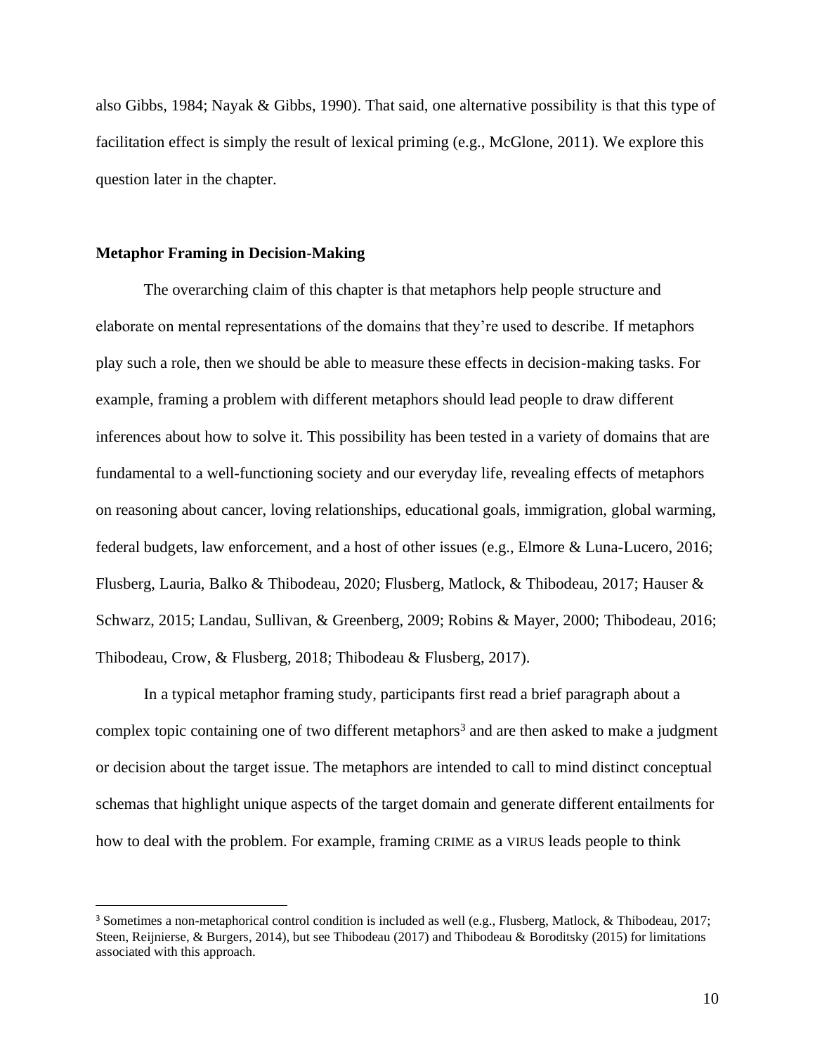also Gibbs, 1984; Nayak & Gibbs, 1990). That said, one alternative possibility is that this type of facilitation effect is simply the result of lexical priming (e.g., McGlone, 2011). We explore this question later in the chapter.

**Metaphor Framing in Decision-Making**

The overarching claim of this chapter is that metaphors help people structure and elaborate on mental representations of the domains that they're used to describe. If metaphors play such a role, then we should be able to measure these effects in decision-making tasks. For example, framing a problem with different metaphors should lead people to draw different inferences about how to solve it. This possibility has been tested in a variety of domains that are fundamental to a well-functioning society and our everyday life, revealing effects of metaphors on reasoning about cancer, loving relationships, educational goals, immigration, global warming, federal budgets, law enforcement, and a host of other issues (e.g., Elmore & Luna-Lucero, 2016; Flusberg, Lauria, Balko & Thibodeau, 2020; Flusberg, Matlock, & Thibodeau, 2017; Hauser & Schwarz, 2015; Landau, Sullivan, & Greenberg, 2009; Robins & Mayer, 2000; Thibodeau, 2016; Thibodeau, Crow, & Flusberg, 2018; Thibodeau & Flusberg, 2017).

In a typical metaphor framing study, participants first read a brief paragraph about a complex topic containing one of two different metaphors[3] and are then asked to make a judgment or decision about the target issue. The metaphors are intended to call to mind distinct conceptual schemas that highlight unique aspects of the target domain and generate different entailments for how to deal with the problem. For example, framing CRIME as a VIRUS leads people to think

[3] Sometimes a non-metaphorical control condition is included as well (e.g., Flusberg, Matlock, & Thibodeau, 2017; Steen, Reijnierse, & Burgers, 2014), but see Thibodeau (2017) and Thibodeau & Boroditsky (2015) for limitations associated with this approach.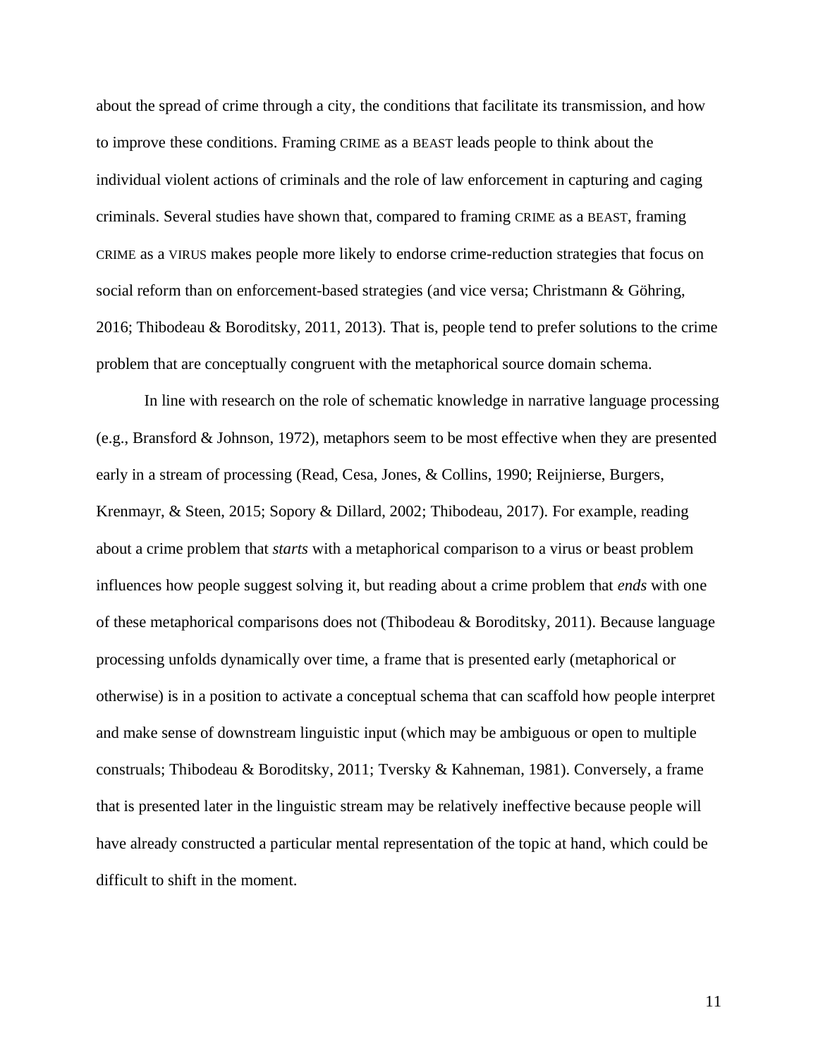about the spread of crime through a city, the conditions that facilitate its transmission, and how to improve these conditions. Framing CRIME as a BEAST leads people to think about the individual violent actions of criminals and the role of law enforcement in capturing and caging criminals. Several studies have shown that, compared to framing CRIME as a BEAST, framing CRIME as a VIRUS makes people more likely to endorse crime-reduction strategies that focus on social reform than on enforcement-based strategies (and vice versa; Christmann & Göhring, 2016; Thibodeau & Boroditsky, 2011, 2013). That is, people tend to prefer solutions to the crime problem that are conceptually congruent with the metaphorical source domain schema.

In line with research on the role of schematic knowledge in narrative language processing (e.g., Bransford & Johnson, 1972), metaphors seem to be most effective when they are presented early in a stream of processing (Read, Cesa, Jones, & Collins, 1990; Reijnierse, Burgers, Krenmayr, & Steen, 2015; Sopory & Dillard, 2002; Thibodeau, 2017). For example, reading about a crime problem that *starts* with a metaphorical comparison to a virus or beast problem influences how people suggest solving it, but reading about a crime problem that *ends* with one of these metaphorical comparisons does not (Thibodeau & Boroditsky, 2011). Because language processing unfolds dynamically over time, a frame that is presented early (metaphorical or otherwise) is in a position to activate a conceptual schema that can scaffold how people interpret and make sense of downstream linguistic input (which may be ambiguous or open to multiple construals; Thibodeau & Boroditsky, 2011; Tversky & Kahneman, 1981). Conversely, a frame that is presented later in the linguistic stream may be relatively ineffective because people will have already constructed a particular mental representation of the topic at hand, which could be difficult to shift in the moment.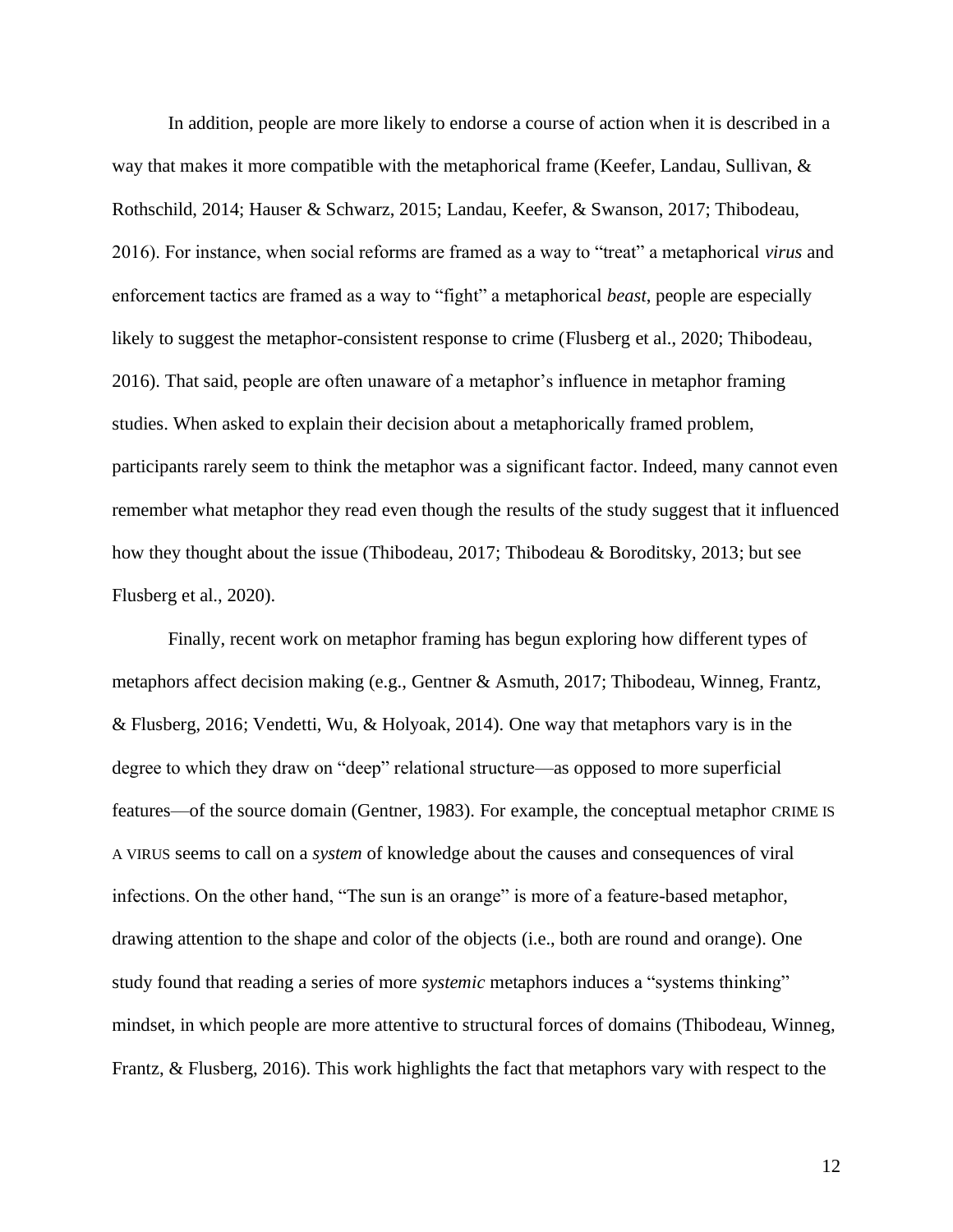In addition, people are more likely to endorse a course of action when it is described in a way that makes it more compatible with the metaphorical frame (Keefer, Landau, Sullivan, & Rothschild, 2014; Hauser & Schwarz, 2015; Landau, Keefer, & Swanson, 2017; Thibodeau, 2016). For instance, when social reforms are framed as a way to "treat" a metaphorical *virus* and enforcement tactics are framed as a way to "fight" a metaphorical *beast*, people are especially likely to suggest the metaphor-consistent response to crime (Flusberg et al., 2020; Thibodeau, 2016). That said, people are often unaware of a metaphor's influence in metaphor framing studies. When asked to explain their decision about a metaphorically framed problem, participants rarely seem to think the metaphor was a significant factor. Indeed, many cannot even remember what metaphor they read even though the results of the study suggest that it influenced how they thought about the issue (Thibodeau, 2017; Thibodeau & Boroditsky, 2013; but see Flusberg et al., 2020).

Finally, recent work on metaphor framing has begun exploring how different types of metaphors affect decision making (e.g., Gentner & Asmuth, 2017; Thibodeau, Winneg, Frantz, & Flusberg, 2016; Vendetti, Wu, & Holyoak, 2014). One way that metaphors vary is in the degree to which they draw on "deep" relational structure—as opposed to more superficial features—of the source domain (Gentner, 1983). For example, the conceptual metaphor CRIME IS A VIRUS seems to call on a *system* of knowledge about the causes and consequences of viral infections. On the other hand, "The sun is an orange" is more of a feature-based metaphor, drawing attention to the shape and color of the objects (i.e., both are round and orange). One study found that reading a series of more *systemic* metaphors induces a "systems thinking" mindset, in which people are more attentive to structural forces of domains (Thibodeau, Winneg, Frantz, & Flusberg, 2016). This work highlights the fact that metaphors vary with respect to the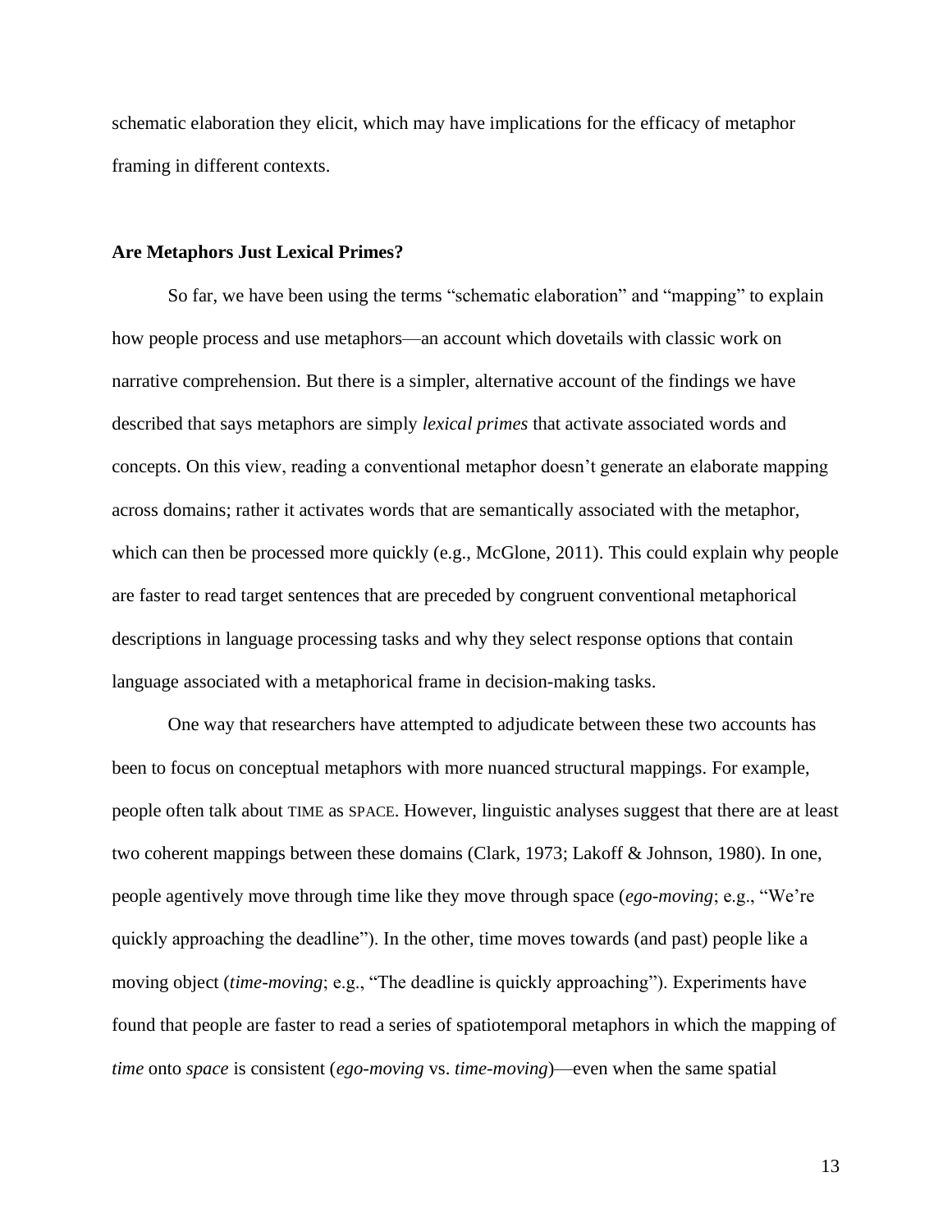schematic elaboration they elicit, which may have implications for the efficacy of metaphor framing in different contexts.

## Are Metaphors Just Lexical Primes?

So far, we have been using the terms "schematic elaboration" and "mapping" to explain how people process and use metaphors—an account which dovetails with classic work on narrative comprehension. But there is a simpler, alternative account of the findings we have described that says metaphors are simply *lexical primes* that activate associated words and concepts. On this view, reading a conventional metaphor doesn't generate an elaborate mapping across domains; rather it activates words that are semantically associated with the metaphor, which can then be processed more quickly (e.g., McGlone, 2011). This could explain why people are faster to read target sentences that are preceded by congruent conventional metaphorical descriptions in language processing tasks and why they select response options that contain language associated with a metaphorical frame in decision-making tasks.

One way that researchers have attempted to adjudicate between these two accounts has been to focus on conceptual metaphors with more nuanced structural mappings. For example, people often talk about TIME as SPACE. However, linguistic analyses suggest that there are at least two coherent mappings between these domains (Clark, 1973; Lakoff & Johnson, 1980). In one, people agentively move through time like they move through space (*ego-moving*; e.g., "We're quickly approaching the deadline"). In the other, time moves towards (and past) people like a moving object (*time-moving*; e.g., "The deadline is quickly approaching"). Experiments have found that people are faster to read a series of spatiotemporal metaphors in which the mapping of *time* onto *space* is consistent (*ego-moving* vs. *time-moving*)—even when the same spatial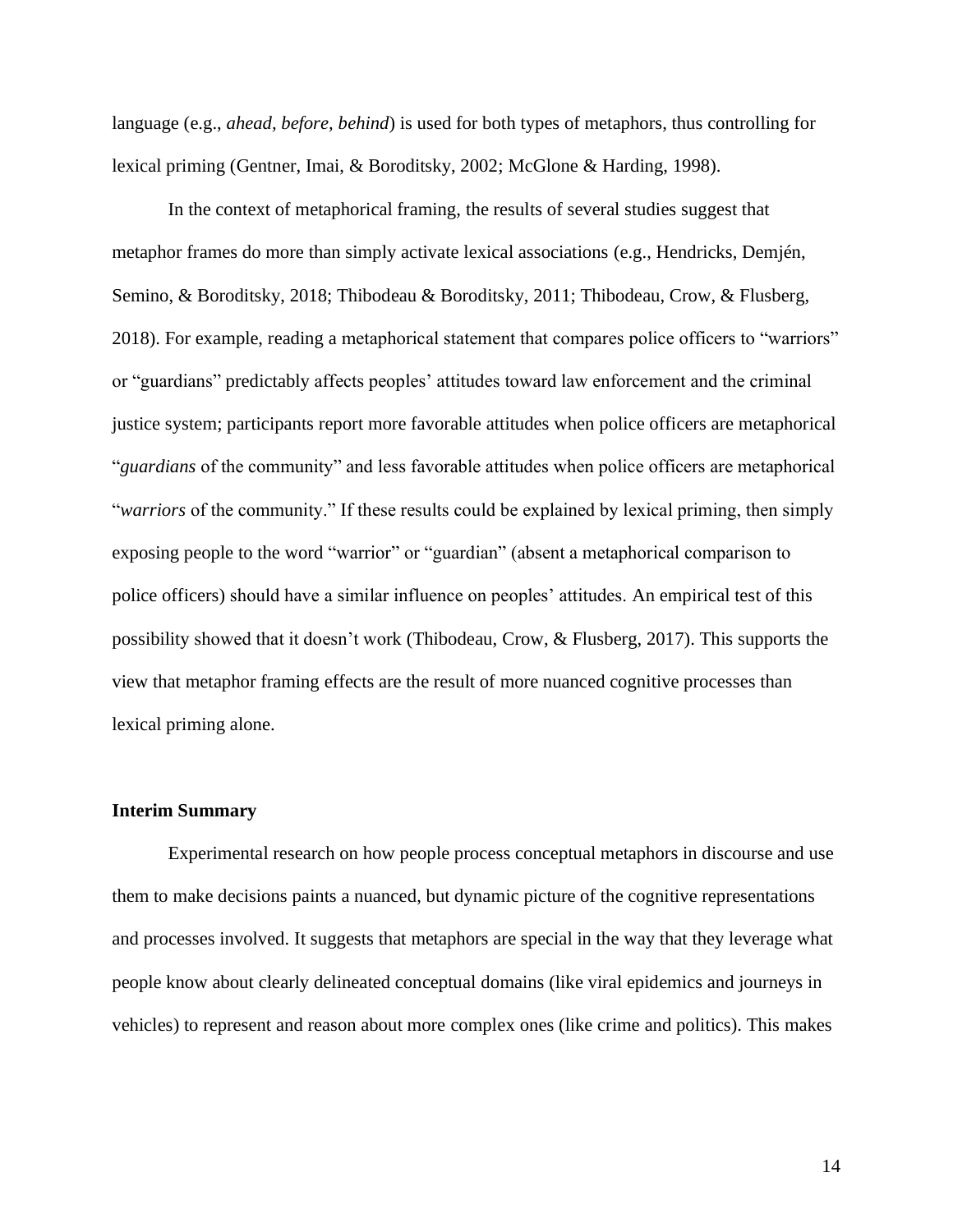language (e.g., *ahead, before, behind*) is used for both types of metaphors, thus controlling for lexical priming (Gentner, Imai, & Boroditsky, 2002; McGlone & Harding, 1998).

In the context of metaphorical framing, the results of several studies suggest that metaphor frames do more than simply activate lexical associations (e.g., Hendricks, Demjén, Semino, & Boroditsky, 2018; Thibodeau & Boroditsky, 2011; Thibodeau, Crow, & Flusberg, 2018). For example, reading a metaphorical statement that compares police officers to "warriors" or "guardians" predictably affects peoples' attitudes toward law enforcement and the criminal justice system; participants report more favorable attitudes when police officers are metaphorical "*guardians* of the community" and less favorable attitudes when police officers are metaphorical "*warriors* of the community." If these results could be explained by lexical priming, then simply exposing people to the word "warrior" or "guardian" (absent a metaphorical comparison to police officers) should have a similar influence on peoples' attitudes. An empirical test of this possibility showed that it doesn't work (Thibodeau, Crow, & Flusberg, 2017). This supports the view that metaphor framing effects are the result of more nuanced cognitive processes than lexical priming alone.

**Interim Summary**

Experimental research on how people process conceptual metaphors in discourse and use them to make decisions paints a nuanced, but dynamic picture of the cognitive representations and processes involved. It suggests that metaphors are special in the way that they leverage what people know about clearly delineated conceptual domains (like viral epidemics and journeys in vehicles) to represent and reason about more complex ones (like crime and politics). This makes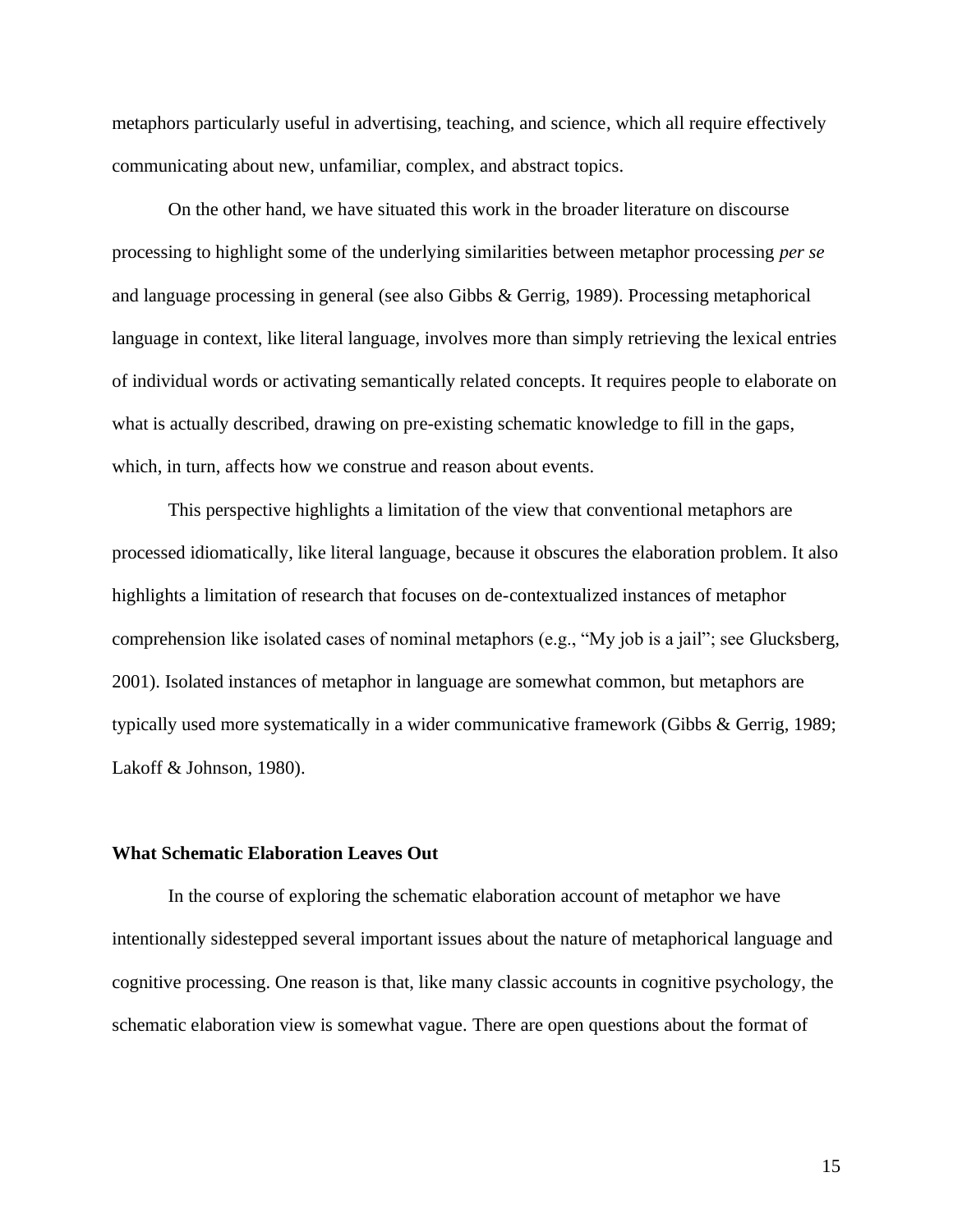metaphors particularly useful in advertising, teaching, and science, which all require effectively communicating about new, unfamiliar, complex, and abstract topics.

On the other hand, we have situated this work in the broader literature on discourse processing to highlight some of the underlying similarities between metaphor processing *per se* and language processing in general (see also Gibbs & Gerrig, 1989). Processing metaphorical language in context, like literal language, involves more than simply retrieving the lexical entries of individual words or activating semantically related concepts. It requires people to elaborate on what is actually described, drawing on pre-existing schematic knowledge to fill in the gaps, which, in turn, affects how we construe and reason about events.

This perspective highlights a limitation of the view that conventional metaphors are processed idiomatically, like literal language, because it obscures the elaboration problem. It also highlights a limitation of research that focuses on de-contextualized instances of metaphor comprehension like isolated cases of nominal metaphors (e.g., "My job is a jail"; see Glucksberg, 2001). Isolated instances of metaphor in language are somewhat common, but metaphors are typically used more systematically in a wider communicative framework (Gibbs & Gerrig, 1989; Lakoff & Johnson, 1980).

## What Schematic Elaboration Leaves Out

In the course of exploring the schematic elaboration account of metaphor we have intentionally sidestepped several important issues about the nature of metaphorical language and cognitive processing. One reason is that, like many classic accounts in cognitive psychology, the schematic elaboration view is somewhat vague. There are open questions about the format of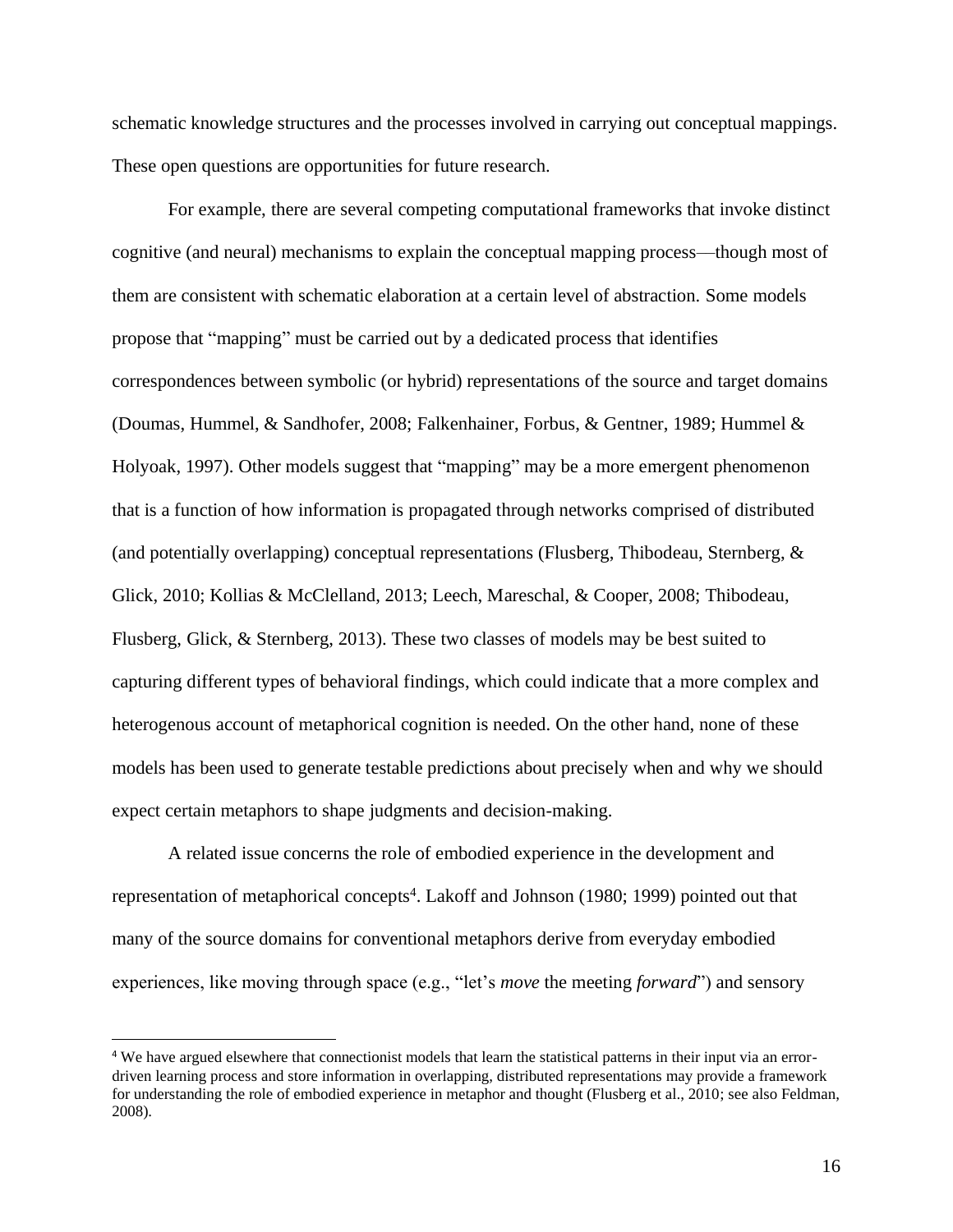schematic knowledge structures and the processes involved in carrying out conceptual mappings. These open questions are opportunities for future research.

For example, there are several competing computational frameworks that invoke distinct cognitive (and neural) mechanisms to explain the conceptual mapping process—though most of them are consistent with schematic elaboration at a certain level of abstraction. Some models propose that "mapping" must be carried out by a dedicated process that identifies correspondences between symbolic (or hybrid) representations of the source and target domains (Doumas, Hummel, & Sandhofer, 2008; Falkenhainer, Forbus, & Gentner, 1989; Hummel & Holyoak, 1997). Other models suggest that "mapping" may be a more emergent phenomenon that is a function of how information is propagated through networks comprised of distributed (and potentially overlapping) conceptual representations (Flusberg, Thibodeau, Sternberg, & Glick, 2010; Kollias & McClelland, 2013; Leech, Mareschal, & Cooper, 2008; Thibodeau, Flusberg, Glick, & Sternberg, 2013). These two classes of models may be best suited to capturing different types of behavioral findings, which could indicate that a more complex and heterogenous account of metaphorical cognition is needed. On the other hand, none of these models has been used to generate testable predictions about precisely when and why we should expect certain metaphors to shape judgments and decision-making.

A related issue concerns the role of embodied experience in the development and representation of metaphorical concepts[4]. Lakoff and Johnson (1980; 1999) pointed out that many of the source domains for conventional metaphors derive from everyday embodied experiences, like moving through space (e.g., "let's *move* the meeting *forward*") and sensory

[4] We have argued elsewhere that connectionist models that learn the statistical patterns in their input via an error-driven learning process and store information in overlapping, distributed representations may provide a framework for understanding the role of embodied experience in metaphor and thought (Flusberg et al., 2010; see also Feldman, 2008).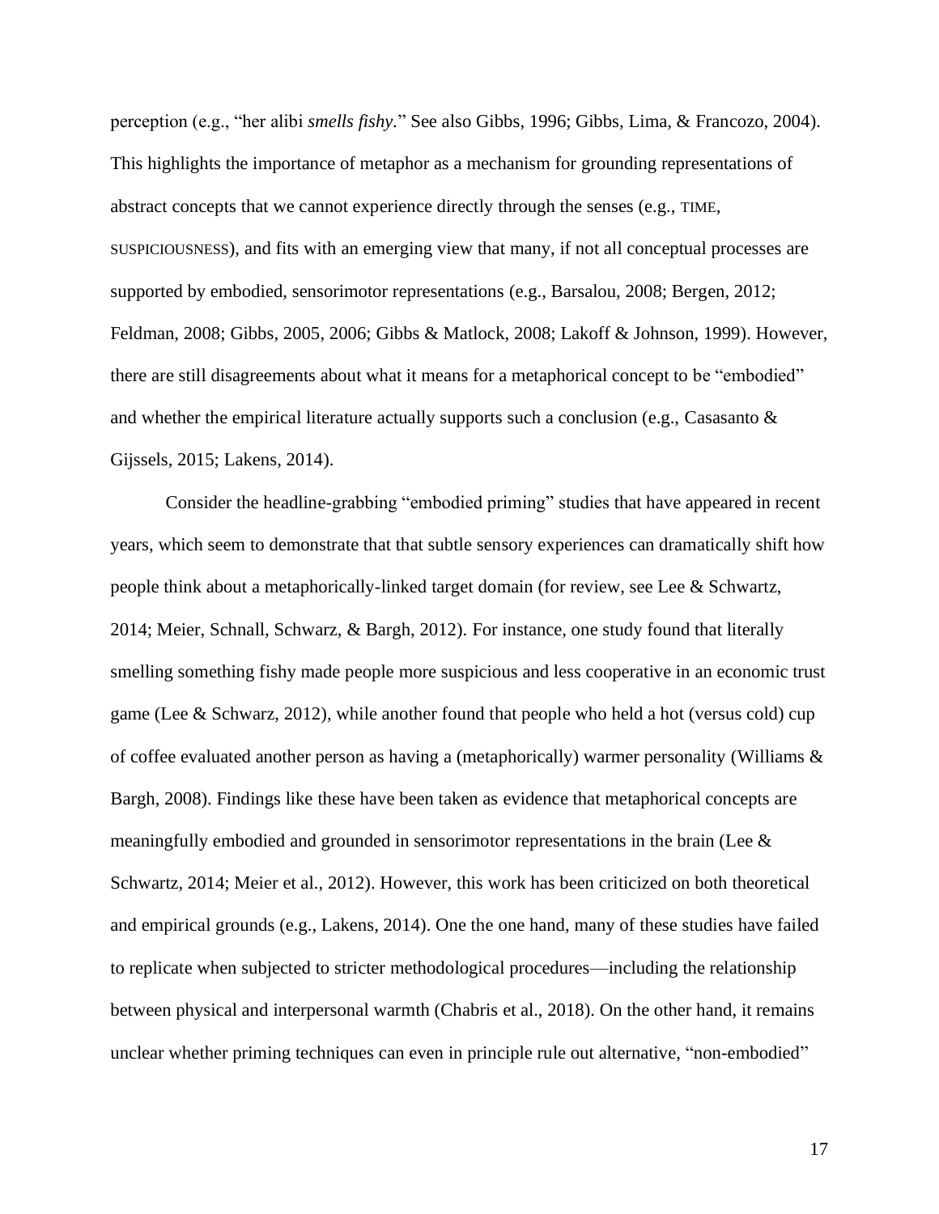perception (e.g., "her alibi *smells fishy*." See also Gibbs, 1996; Gibbs, Lima, & Francozo, 2004). This highlights the importance of metaphor as a mechanism for grounding representations of abstract concepts that we cannot experience directly through the senses (e.g., TIME, SUSPICIOUSNESS), and fits with an emerging view that many, if not all conceptual processes are supported by embodied, sensorimotor representations (e.g., Barsalou, 2008; Bergen, 2012; Feldman, 2008; Gibbs, 2005, 2006; Gibbs & Matlock, 2008; Lakoff & Johnson, 1999). However, there are still disagreements about what it means for a metaphorical concept to be "embodied" and whether the empirical literature actually supports such a conclusion (e.g., Casasanto & Gijssels, 2015; Lakens, 2014).

Consider the headline-grabbing "embodied priming" studies that have appeared in recent years, which seem to demonstrate that that subtle sensory experiences can dramatically shift how people think about a metaphorically-linked target domain (for review, see Lee & Schwartz, 2014; Meier, Schnall, Schwarz, & Bargh, 2012). For instance, one study found that literally smelling something fishy made people more suspicious and less cooperative in an economic trust game (Lee & Schwarz, 2012), while another found that people who held a hot (versus cold) cup of coffee evaluated another person as having a (metaphorically) warmer personality (Williams & Bargh, 2008). Findings like these have been taken as evidence that metaphorical concepts are meaningfully embodied and grounded in sensorimotor representations in the brain (Lee & Schwartz, 2014; Meier et al., 2012). However, this work has been criticized on both theoretical and empirical grounds (e.g., Lakens, 2014). One the one hand, many of these studies have failed to replicate when subjected to stricter methodological procedures—including the relationship between physical and interpersonal warmth (Chabris et al., 2018). On the other hand, it remains unclear whether priming techniques can even in principle rule out alternative, "non-embodied"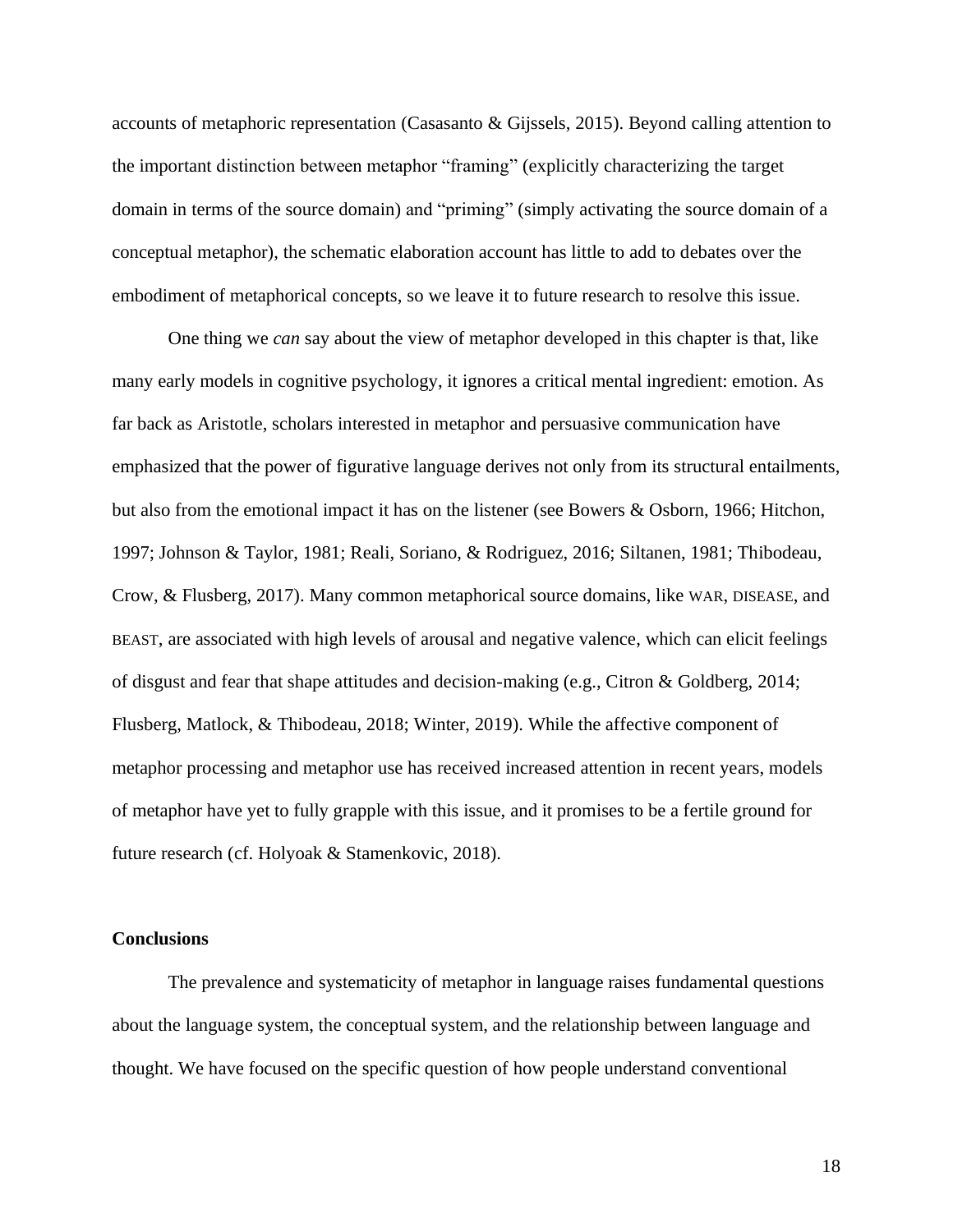accounts of metaphoric representation (Casasanto & Gijssels, 2015). Beyond calling attention to the important distinction between metaphor "framing" (explicitly characterizing the target domain in terms of the source domain) and "priming" (simply activating the source domain of a conceptual metaphor), the schematic elaboration account has little to add to debates over the embodiment of metaphorical concepts, so we leave it to future research to resolve this issue.

One thing we *can* say about the view of metaphor developed in this chapter is that, like many early models in cognitive psychology, it ignores a critical mental ingredient: emotion. As far back as Aristotle, scholars interested in metaphor and persuasive communication have emphasized that the power of figurative language derives not only from its structural entailments, but also from the emotional impact it has on the listener (see Bowers & Osborn, 1966; Hitchon, 1997; Johnson & Taylor, 1981; Reali, Soriano, & Rodriguez, 2016; Siltanen, 1981; Thibodeau, Crow, & Flusberg, 2017). Many common metaphorical source domains, like WAR, DISEASE, and BEAST, are associated with high levels of arousal and negative valence, which can elicit feelings of disgust and fear that shape attitudes and decision-making (e.g., Citron & Goldberg, 2014; Flusberg, Matlock, & Thibodeau, 2018; Winter, 2019). While the affective component of metaphor processing and metaphor use has received increased attention in recent years, models of metaphor have yet to fully grapple with this issue, and it promises to be a fertile ground for future research (cf. Holyoak & Stamenkovic, 2018).

## Conclusions

The prevalence and systematicity of metaphor in language raises fundamental questions about the language system, the conceptual system, and the relationship between language and thought. We have focused on the specific question of how people understand conventional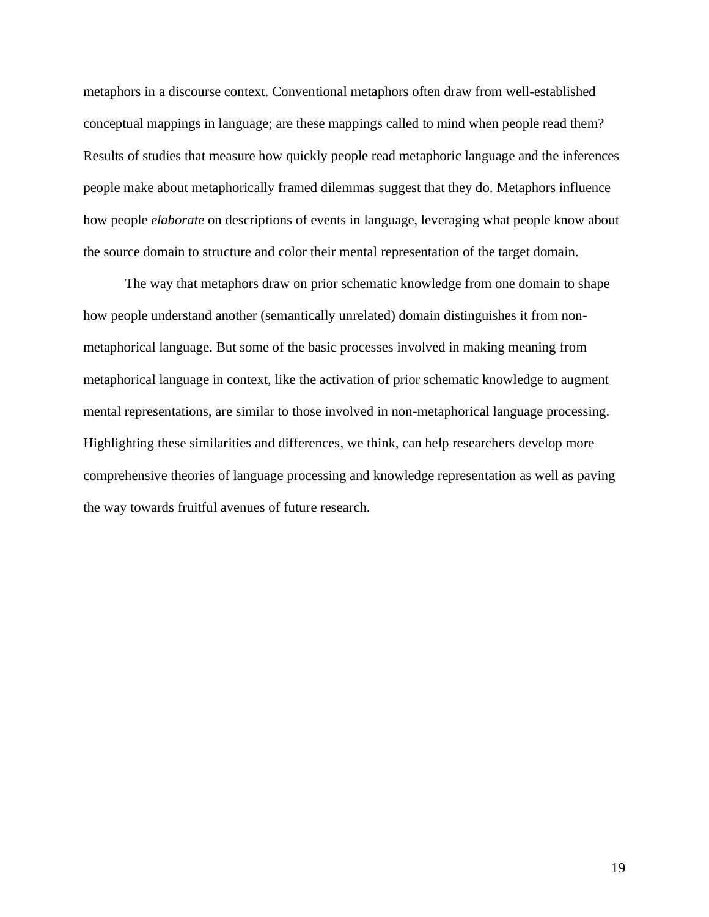metaphors in a discourse context. Conventional metaphors often draw from well-established conceptual mappings in language; are these mappings called to mind when people read them? Results of studies that measure how quickly people read metaphoric language and the inferences people make about metaphorically framed dilemmas suggest that they do. Metaphors influence how people *elaborate* on descriptions of events in language, leveraging what people know about the source domain to structure and color their mental representation of the target domain.

The way that metaphors draw on prior schematic knowledge from one domain to shape how people understand another (semantically unrelated) domain distinguishes it from non-metaphorical language. But some of the basic processes involved in making meaning from metaphorical language in context, like the activation of prior schematic knowledge to augment mental representations, are similar to those involved in non-metaphorical language processing. Highlighting these similarities and differences, we think, can help researchers develop more comprehensive theories of language processing and knowledge representation as well as paving the way towards fruitful avenues of future research.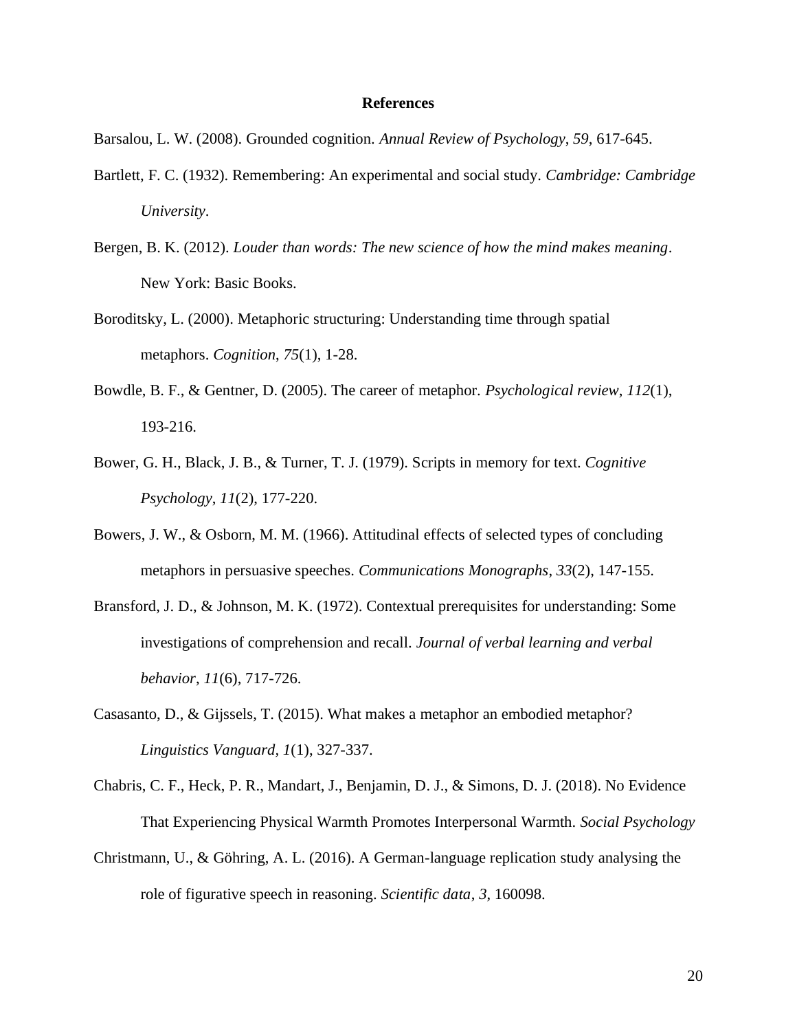# References

Barsalou, L. W. (2008). Grounded cognition. *Annual Review of Psychology*, *59*, 617-645.

Bartlett, F. C. (1932). Remembering: An experimental and social study. *Cambridge: Cambridge University*.

Bergen, B. K. (2012). *Louder than words: The new science of how the mind makes meaning*. New York: Basic Books.

Boroditsky, L. (2000). Metaphoric structuring: Understanding time through spatial metaphors. *Cognition*, *75*(1), 1-28.

Bowdle, B. F., & Gentner, D. (2005). The career of metaphor. *Psychological review*, *112*(1), 193-216.

Bower, G. H., Black, J. B., & Turner, T. J. (1979). Scripts in memory for text. *Cognitive Psychology*, *11*(2), 177-220.

Bowers, J. W., & Osborn, M. M. (1966). Attitudinal effects of selected types of concluding metaphors in persuasive speeches. *Communications Monographs*, *33*(2), 147-155.

Bransford, J. D., & Johnson, M. K. (1972). Contextual prerequisites for understanding: Some investigations of comprehension and recall. *Journal of verbal learning and verbal behavior*, *11*(6), 717-726.

Casasanto, D., & Gijssels, T. (2015). What makes a metaphor an embodied metaphor? *Linguistics Vanguard, 1*(1), 327-337.

Chabris, C. F., Heck, P. R., Mandart, J., Benjamin, D. J., & Simons, D. J. (2018). No Evidence That Experiencing Physical Warmth Promotes Interpersonal Warmth. *Social Psychology*

Christmann, U., & Göhring, A. L. (2016). A German-language replication study analysing the role of figurative speech in reasoning. *Scientific data*, *3*, 160098.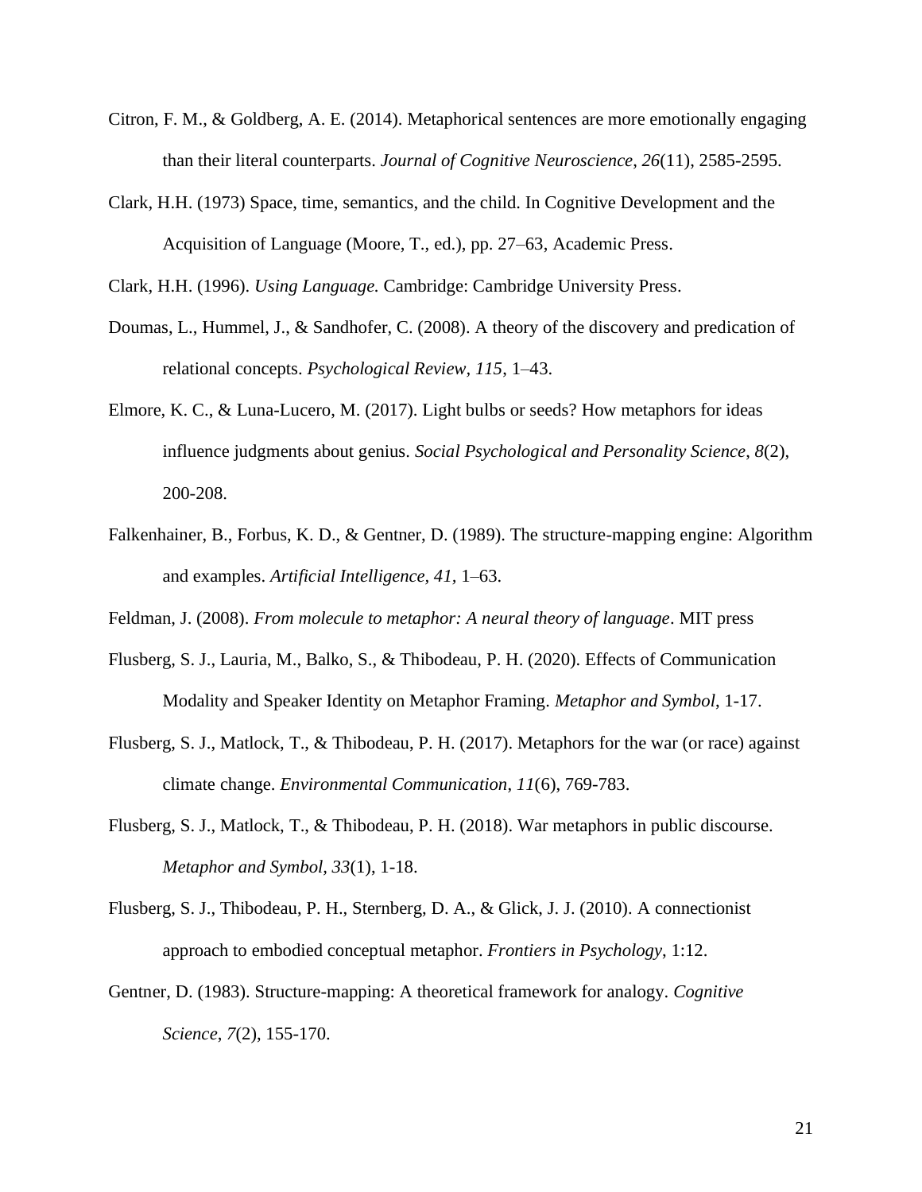Citron, F. M., & Goldberg, A. E. (2014). Metaphorical sentences are more emotionally engaging than their literal counterparts. *Journal of Cognitive Neuroscience*, *26*(11), 2585-2595.

Clark, H.H. (1973) Space, time, semantics, and the child. In Cognitive Development and the Acquisition of Language (Moore, T., ed.), pp. 27–63, Academic Press.

Clark, H.H. (1996). *Using Language.* Cambridge: Cambridge University Press.

Doumas, L., Hummel, J., & Sandhofer, C. (2008). A theory of the discovery and predication of relational concepts. *Psychological Review, 115*, 1–43.

Elmore, K. C., & Luna-Lucero, M. (2017). Light bulbs or seeds? How metaphors for ideas influence judgments about genius. *Social Psychological and Personality Science*, *8*(2), 200-208.

Falkenhainer, B., Forbus, K. D., & Gentner, D. (1989). The structure-mapping engine: Algorithm and examples. *Artificial Intelligence, 41*, 1–63.

Feldman, J. (2008). *From molecule to metaphor: A neural theory of language*. MIT press

Flusberg, S. J., Lauria, M., Balko, S., & Thibodeau, P. H. (2020). Effects of Communication Modality and Speaker Identity on Metaphor Framing. *Metaphor and Symbol*, 1-17.

Flusberg, S. J., Matlock, T., & Thibodeau, P. H. (2017). Metaphors for the war (or race) against climate change. *Environmental Communication*, *11*(6), 769-783.

Flusberg, S. J., Matlock, T., & Thibodeau, P. H. (2018). War metaphors in public discourse. *Metaphor and Symbol, 33*(1), 1-18.

Flusberg, S. J., Thibodeau, P. H., Sternberg, D. A., & Glick, J. J. (2010). A connectionist approach to embodied conceptual metaphor. *Frontiers in Psychology*, 1:12.

Gentner, D. (1983). Structure-mapping: A theoretical framework for analogy. *Cognitive Science*, *7*(2), 155-170.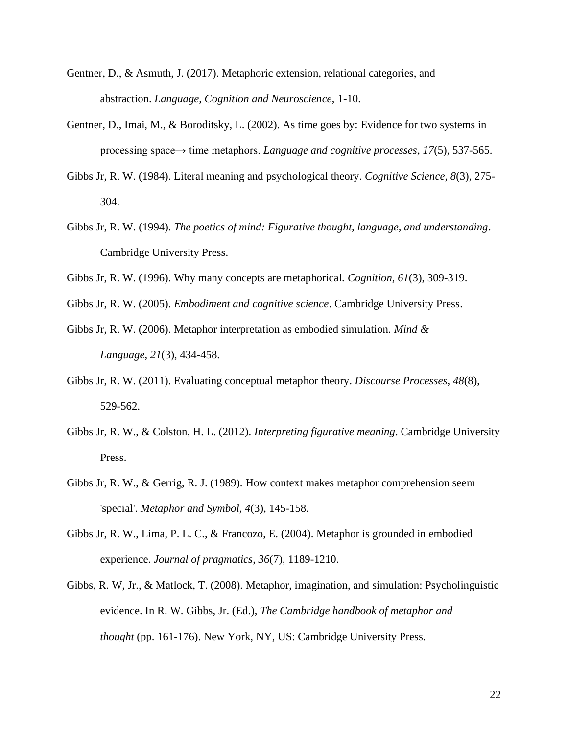Gentner, D., & Asmuth, J. (2017). Metaphoric extension, relational categories, and abstraction. *Language, Cognition and Neuroscience*, 1-10.

Gentner, D., Imai, M., & Boroditsky, L. (2002). As time goes by: Evidence for two systems in processing space→ time metaphors. *Language and cognitive processes*, *17*(5), 537-565.

Gibbs Jr, R. W. (1984). Literal meaning and psychological theory. *Cognitive Science*, *8*(3), 275-304.

Gibbs Jr, R. W. (1994). *The poetics of mind: Figurative thought, language, and understanding*. Cambridge University Press.

Gibbs Jr, R. W. (1996). Why many concepts are metaphorical. *Cognition*, *61*(3), 309-319.

Gibbs Jr, R. W. (2005). *Embodiment and cognitive science*. Cambridge University Press.

Gibbs Jr, R. W. (2006). Metaphor interpretation as embodied simulation. *Mind & Language*, *21*(3), 434-458.

Gibbs Jr, R. W. (2011). Evaluating conceptual metaphor theory. *Discourse Processes*, *48*(8), 529-562.

Gibbs Jr, R. W., & Colston, H. L. (2012). *Interpreting figurative meaning*. Cambridge University Press.

Gibbs Jr, R. W., & Gerrig, R. J. (1989). How context makes metaphor comprehension seem 'special'. *Metaphor and Symbol*, *4*(3), 145-158.

Gibbs Jr, R. W., Lima, P. L. C., & Francozo, E. (2004). Metaphor is grounded in embodied experience. *Journal of pragmatics*, *36*(7), 1189-1210.

Gibbs, R. W, Jr., & Matlock, T. (2008). Metaphor, imagination, and simulation: Psycholinguistic evidence. In R. W. Gibbs, Jr. (Ed.), *The Cambridge handbook of metaphor and thought* (pp. 161-176). New York, NY, US: Cambridge University Press.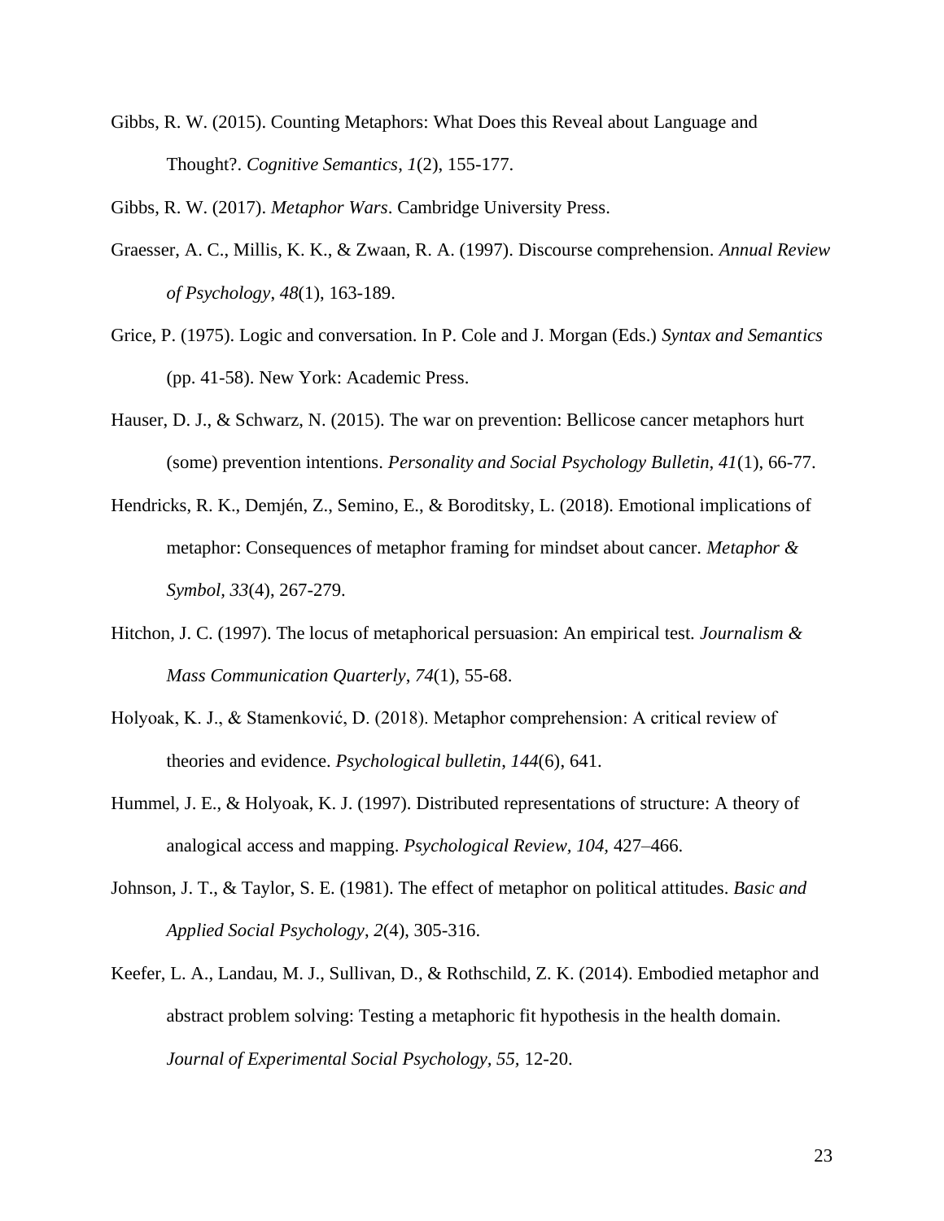Gibbs, R. W. (2015). Counting Metaphors: What Does this Reveal about Language and Thought?. *Cognitive Semantics*, *1*(2), 155-177.

Gibbs, R. W. (2017). *Metaphor Wars*. Cambridge University Press.

Graesser, A. C., Millis, K. K., & Zwaan, R. A. (1997). Discourse comprehension. *Annual Review of Psychology*, *48*(1), 163-189.

Grice, P. (1975). Logic and conversation. In P. Cole and J. Morgan (Eds.) *Syntax and Semantics* (pp. 41-58). New York: Academic Press.

Hauser, D. J., & Schwarz, N. (2015). The war on prevention: Bellicose cancer metaphors hurt (some) prevention intentions. *Personality and Social Psychology Bulletin, 41*(1), 66-77.

Hendricks, R. K., Demjén, Z., Semino, E., & Boroditsky, L. (2018). Emotional implications of metaphor: Consequences of metaphor framing for mindset about cancer. *Metaphor & Symbol*, *33*(4), 267-279.

Hitchon, J. C. (1997). The locus of metaphorical persuasion: An empirical test. *Journalism & Mass Communication Quarterly*, *74*(1), 55-68.

Holyoak, K. J., & Stamenković, D. (2018). Metaphor comprehension: A critical review of theories and evidence. *Psychological bulletin*, *144*(6), 641.

Hummel, J. E., & Holyoak, K. J. (1997). Distributed representations of structure: A theory of analogical access and mapping. *Psychological Review*, *104,* 427–466.

Johnson, J. T., & Taylor, S. E. (1981). The effect of metaphor on political attitudes. *Basic and Applied Social Psychology*, *2*(4), 305-316.

Keefer, L. A., Landau, M. J., Sullivan, D., & Rothschild, Z. K. (2014). Embodied metaphor and abstract problem solving: Testing a metaphoric fit hypothesis in the health domain. *Journal of Experimental Social Psychology*, *55*, 12-20.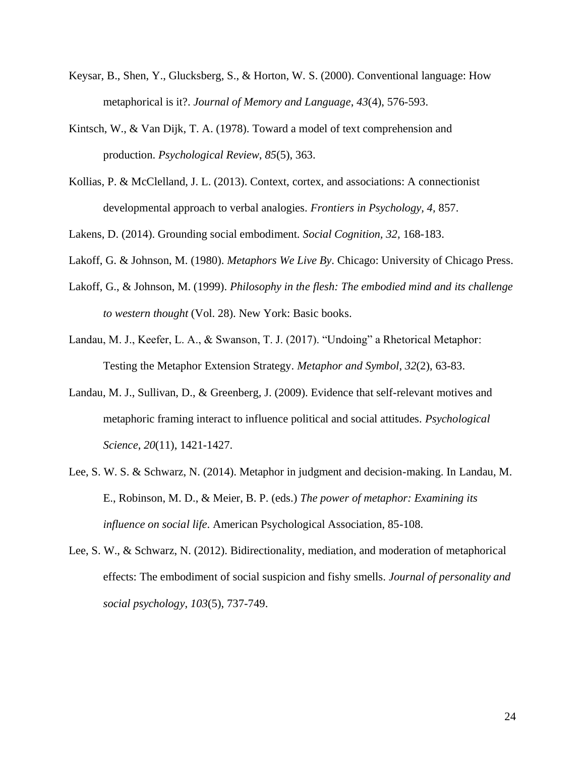Keysar, B., Shen, Y., Glucksberg, S., & Horton, W. S. (2000). Conventional language: How metaphorical is it?. *Journal of Memory and Language*, *43*(4), 576-593.

Kintsch, W., & Van Dijk, T. A. (1978). Toward a model of text comprehension and production. *Psychological Review*, *85*(5), 363.

Kollias, P. & McClelland, J. L. (2013). Context, cortex, and associations: A connectionist developmental approach to verbal analogies. *Frontiers in Psychology, 4,* 857.

Lakens, D. (2014). Grounding social embodiment. *Social Cognition, 32,* 168-183.

Lakoff, G. & Johnson, M. (1980). *Metaphors We Live By*. Chicago: University of Chicago Press.

Lakoff, G., & Johnson, M. (1999). *Philosophy in the flesh: The embodied mind and its challenge to western thought* (Vol. 28). New York: Basic books.

Landau, M. J., Keefer, L. A., & Swanson, T. J. (2017). "Undoing" a Rhetorical Metaphor: Testing the Metaphor Extension Strategy. *Metaphor and Symbol*, *32*(2), 63-83.

Landau, M. J., Sullivan, D., & Greenberg, J. (2009). Evidence that self-relevant motives and metaphoric framing interact to influence political and social attitudes. *Psychological Science*, *20*(11), 1421-1427.

Lee, S. W. S. & Schwarz, N. (2014). Metaphor in judgment and decision-making. In Landau, M. E., Robinson, M. D., & Meier, B. P. (eds.) *The power of metaphor: Examining its influence on social life*. American Psychological Association, 85-108.

Lee, S. W., & Schwarz, N. (2012). Bidirectionality, mediation, and moderation of metaphorical effects: The embodiment of social suspicion and fishy smells. *Journal of personality and social psychology*, *103*(5), 737-749.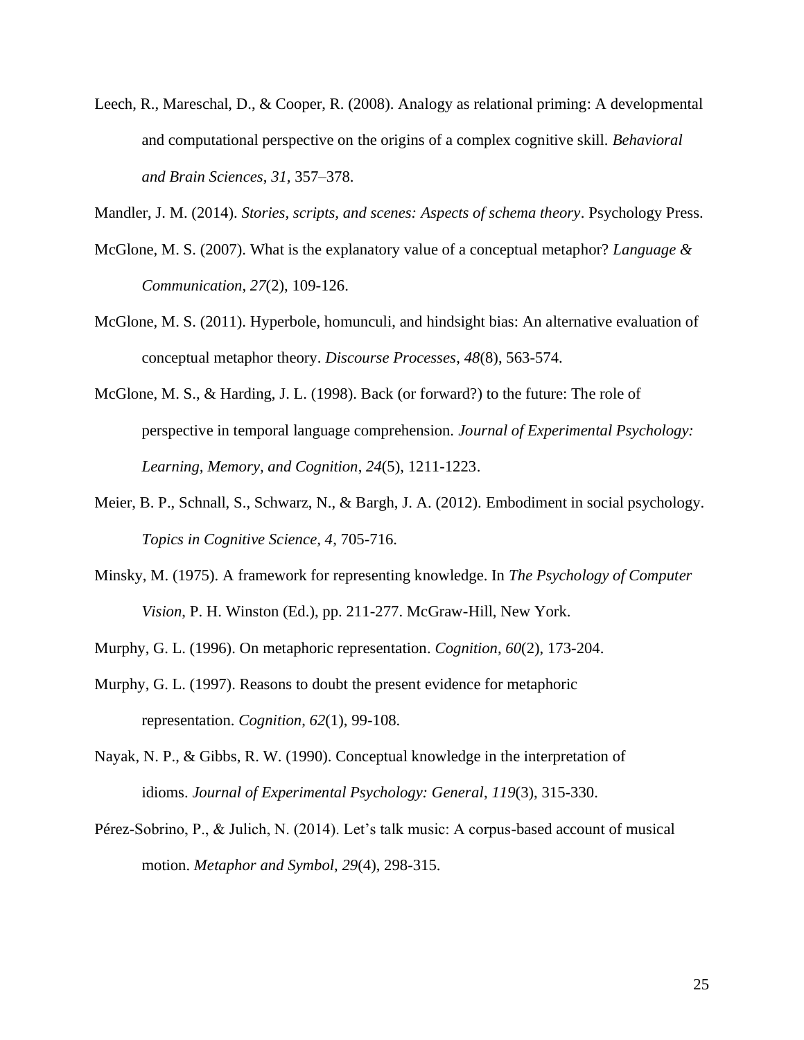Leech, R., Mareschal, D., & Cooper, R. (2008). Analogy as relational priming: A developmental and computational perspective on the origins of a complex cognitive skill. *Behavioral and Brain Sciences*, *31*, 357–378.

Mandler, J. M. (2014). *Stories, scripts, and scenes: Aspects of schema theory*. Psychology Press.

McGlone, M. S. (2007). What is the explanatory value of a conceptual metaphor? *Language & Communication*, *27*(2), 109-126.

McGlone, M. S. (2011). Hyperbole, homunculi, and hindsight bias: An alternative evaluation of conceptual metaphor theory. *Discourse Processes*, *48*(8), 563-574.

McGlone, M. S., & Harding, J. L. (1998). Back (or forward?) to the future: The role of perspective in temporal language comprehension. *Journal of Experimental Psychology: Learning, Memory, and Cognition*, *24*(5), 1211-1223.

Meier, B. P., Schnall, S., Schwarz, N., & Bargh, J. A. (2012). Embodiment in social psychology. *Topics in Cognitive Science*, *4*, 705-716.

Minsky, M. (1975). A framework for representing knowledge. In *The Psychology of Computer Vision*, P. H. Winston (Ed.), pp. 211-277. McGraw-Hill, New York.

Murphy, G. L. (1996). On metaphoric representation. *Cognition*, *60*(2), 173-204.

Murphy, G. L. (1997). Reasons to doubt the present evidence for metaphoric representation. *Cognition*, *62*(1), 99-108.

Nayak, N. P., & Gibbs, R. W. (1990). Conceptual knowledge in the interpretation of idioms. *Journal of Experimental Psychology: General*, *119*(3), 315-330.

Pérez-Sobrino, P., & Julich, N. (2014). Let's talk music: A corpus-based account of musical motion. *Metaphor and Symbol*, *29*(4), 298-315.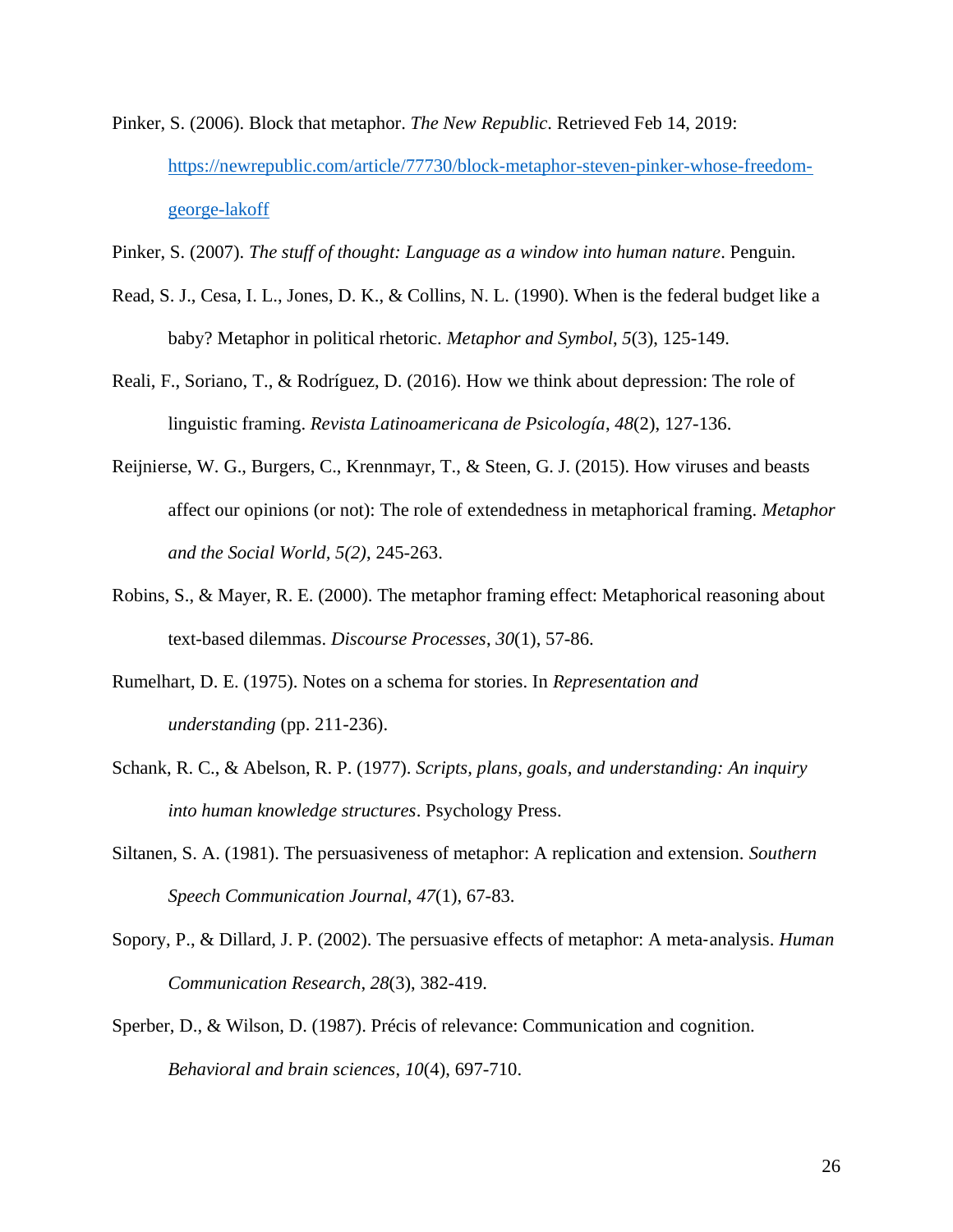Pinker, S. (2006). Block that metaphor. *The New Republic*. Retrieved Feb 14, 2019: https://newrepublic.com/article/77730/block-metaphor-steven-pinker-whose-freedom-george-lakoff

Pinker, S. (2007). *The stuff of thought: Language as a window into human nature*. Penguin.

Read, S. J., Cesa, I. L., Jones, D. K., & Collins, N. L. (1990). When is the federal budget like a baby? Metaphor in political rhetoric. *Metaphor and Symbol*, *5*(3), 125-149.

Reali, F., Soriano, T., & Rodríguez, D. (2016). How we think about depression: The role of linguistic framing. *Revista Latinoamericana de Psicología*, *48*(2), 127-136.

Reijnierse, W. G., Burgers, C., Krennmayr, T., & Steen, G. J. (2015). How viruses and beasts affect our opinions (or not): The role of extendedness in metaphorical framing. *Metaphor and the Social World*, *5(2)*, 245-263.

Robins, S., & Mayer, R. E. (2000). The metaphor framing effect: Metaphorical reasoning about text-based dilemmas. *Discourse Processes*, *30*(1), 57-86.

Rumelhart, D. E. (1975). Notes on a schema for stories. In *Representation and understanding* (pp. 211-236).

Schank, R. C., & Abelson, R. P. (1977). *Scripts, plans, goals, and understanding: An inquiry into human knowledge structures*. Psychology Press.

Siltanen, S. A. (1981). The persuasiveness of metaphor: A replication and extension. *Southern Speech Communication Journal*, *47*(1), 67-83.

Sopory, P., & Dillard, J. P. (2002). The persuasive effects of metaphor: A meta-analysis. *Human Communication Research*, *28*(3), 382-419.

Sperber, D., & Wilson, D. (1987). Précis of relevance: Communication and cognition. *Behavioral and brain sciences*, *10*(4), 697-710.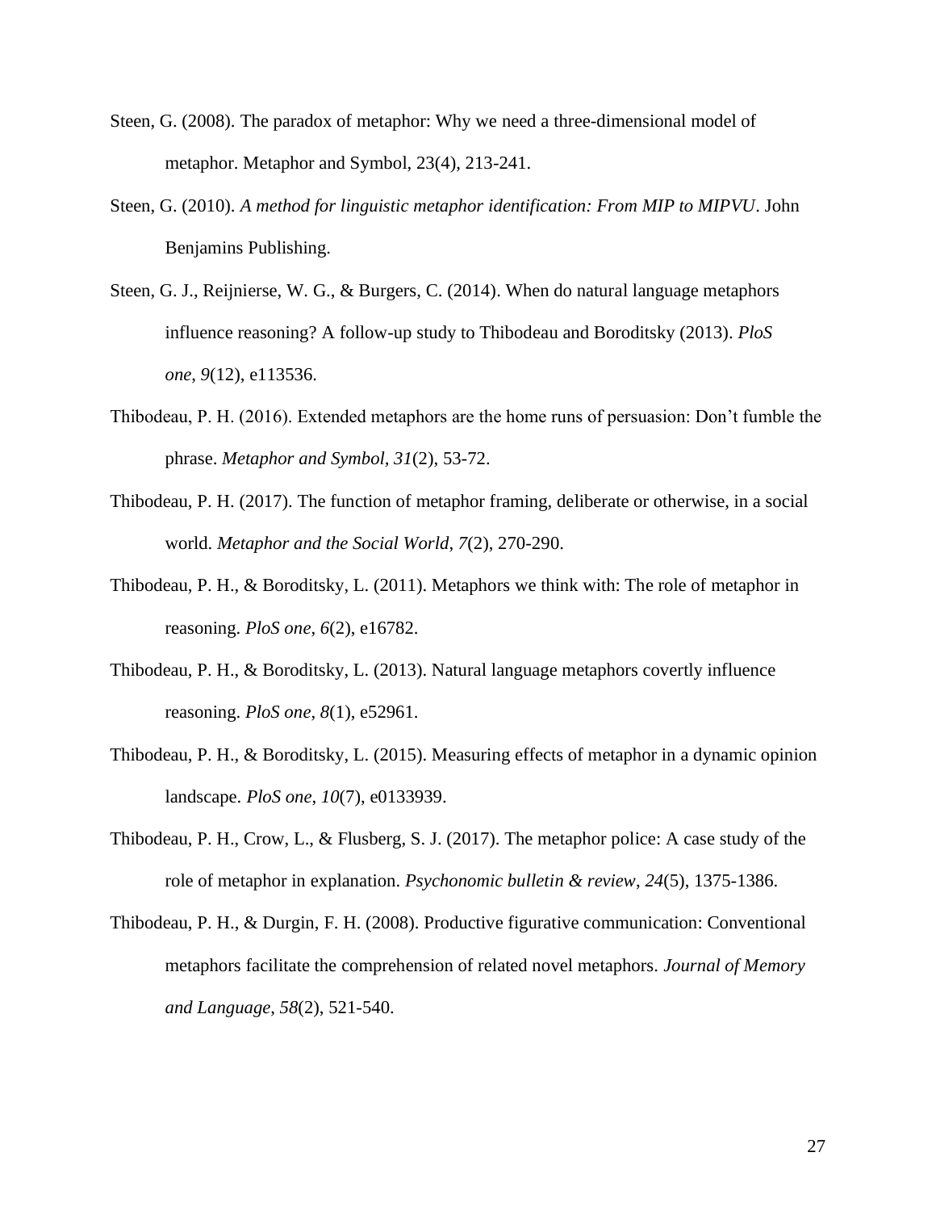Steen, G. (2008). The paradox of metaphor: Why we need a three-dimensional model of metaphor. Metaphor and Symbol, 23(4), 213-241.

Steen, G. (2010). *A method for linguistic metaphor identification: From MIP to MIPVU*. John Benjamins Publishing.

Steen, G. J., Reijnierse, W. G., & Burgers, C. (2014). When do natural language metaphors influence reasoning? A follow-up study to Thibodeau and Boroditsky (2013). *PloS one*, *9*(12), e113536.

Thibodeau, P. H. (2016). Extended metaphors are the home runs of persuasion: Don't fumble the phrase. *Metaphor and Symbol, 31*(2), 53-72.

Thibodeau, P. H. (2017). The function of metaphor framing, deliberate or otherwise, in a social world. *Metaphor and the Social World*, *7*(2), 270-290.

Thibodeau, P. H., & Boroditsky, L. (2011). Metaphors we think with: The role of metaphor in reasoning. *PloS one*, *6*(2), e16782.

Thibodeau, P. H., & Boroditsky, L. (2013). Natural language metaphors covertly influence reasoning. *PloS one*, *8*(1), e52961.

Thibodeau, P. H., & Boroditsky, L. (2015). Measuring effects of metaphor in a dynamic opinion landscape. *PloS one*, *10*(7), e0133939.

Thibodeau, P. H., Crow, L., & Flusberg, S. J. (2017). The metaphor police: A case study of the role of metaphor in explanation. *Psychonomic bulletin & review*, *24*(5), 1375-1386.

Thibodeau, P. H., & Durgin, F. H. (2008). Productive figurative communication: Conventional metaphors facilitate the comprehension of related novel metaphors. *Journal of Memory and Language*, *58*(2), 521-540.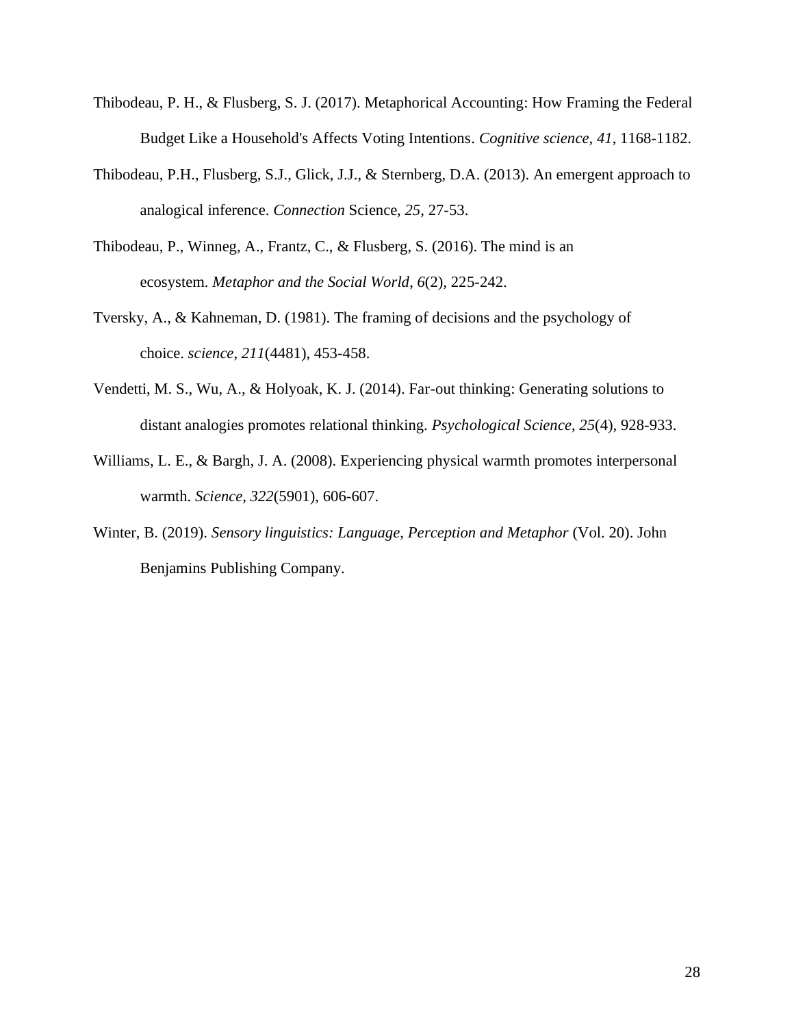Thibodeau, P. H., & Flusberg, S. J. (2017). Metaphorical Accounting: How Framing the Federal Budget Like a Household's Affects Voting Intentions. *Cognitive science*, *41*, 1168-1182.

Thibodeau, P.H., Flusberg, S.J., Glick, J.J., & Sternberg, D.A. (2013). An emergent approach to analogical inference. *Connection* Science, *25*, 27-53.

Thibodeau, P., Winneg, A., Frantz, C., & Flusberg, S. (2016). The mind is an ecosystem. *Metaphor and the Social World*, *6*(2), 225-242.

Tversky, A., & Kahneman, D. (1981). The framing of decisions and the psychology of choice. *science*, *211*(4481), 453-458.

Vendetti, M. S., Wu, A., & Holyoak, K. J. (2014). Far-out thinking: Generating solutions to distant analogies promotes relational thinking. *Psychological Science*, *25*(4), 928-933.

Williams, L. E., & Bargh, J. A. (2008). Experiencing physical warmth promotes interpersonal warmth. *Science*, *322*(5901), 606-607.

Winter, B. (2019). *Sensory linguistics: Language, Perception and Metaphor* (Vol. 20). John Benjamins Publishing Company.